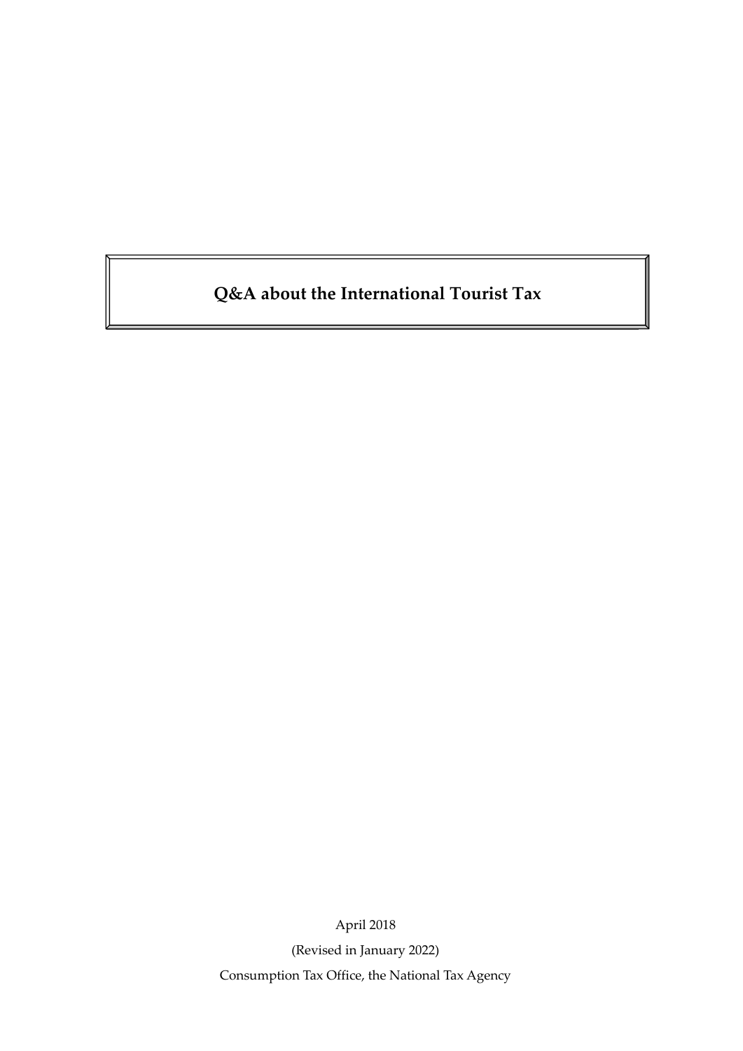# Q&A about the International Tourist Tax

April 2018

(Revised in January 2022)

Consumption Tax Office, the National Tax Agency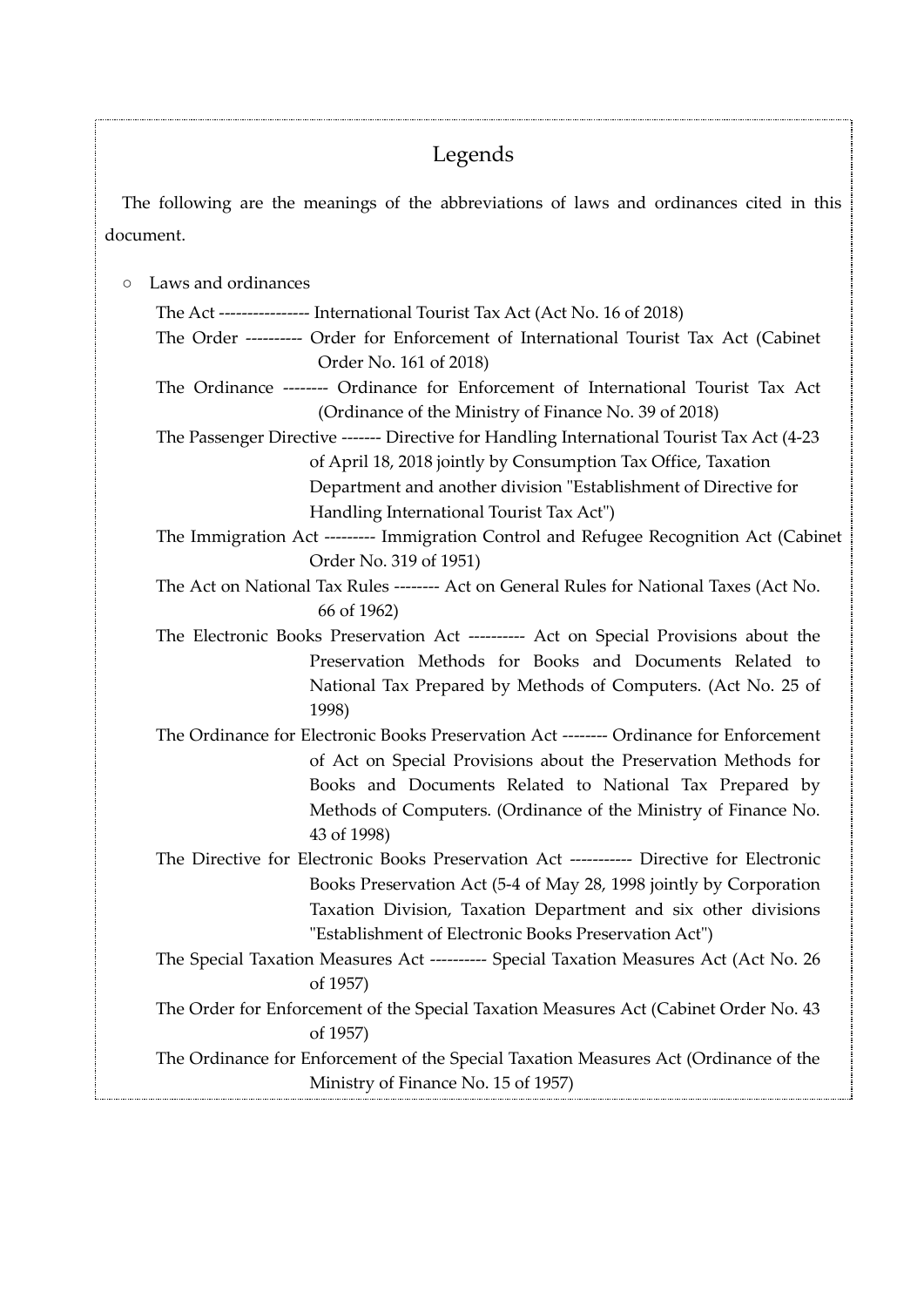# Legends

The following are the meanings of the abbreviations of laws and ordinances cited in this document.

○ Laws and ordinances

The Act ---------------- International Tourist Tax Act (Act No. 16 of 2018)

The Order ---------- Order for Enforcement of International Tourist Tax Act (Cabinet Order No. 161 of 2018)

The Ordinance -------- Ordinance for Enforcement of International Tourist Tax Act (Ordinance of the Ministry of Finance No. 39 of 2018)

The Passenger Directive ------- Directive for Handling International Tourist Tax Act (4-23 of April 18, 2018 jointly by Consumption Tax Office, Taxation Department and another division "Establishment of Directive for Handling International Tourist Tax Act")

The Immigration Act --------- Immigration Control and Refugee Recognition Act (Cabinet Order No. 319 of 1951)

The Act on National Tax Rules -------- Act on General Rules for National Taxes (Act No. 66 of 1962)

The Electronic Books Preservation Act ---------- Act on Special Provisions about the Preservation Methods for Books and Documents Related to National Tax Prepared by Methods of Computers. (Act No. 25 of 1998)

The Ordinance for Electronic Books Preservation Act -------- Ordinance for Enforcement of Act on Special Provisions about the Preservation Methods for Books and Documents Related to National Tax Prepared by Methods of Computers. (Ordinance of the Ministry of Finance No. 43 of 1998)

The Directive for Electronic Books Preservation Act ----------- Directive for Electronic Books Preservation Act (5-4 of May 28, 1998 jointly by Corporation Taxation Division, Taxation Department and six other divisions "Establishment of Electronic Books Preservation Act")

The Special Taxation Measures Act ---------- Special Taxation Measures Act (Act No. 26 of 1957)

The Order for Enforcement of the Special Taxation Measures Act (Cabinet Order No. 43 of 1957)

The Ordinance for Enforcement of the Special Taxation Measures Act (Ordinance of the Ministry of Finance No. 15 of 1957)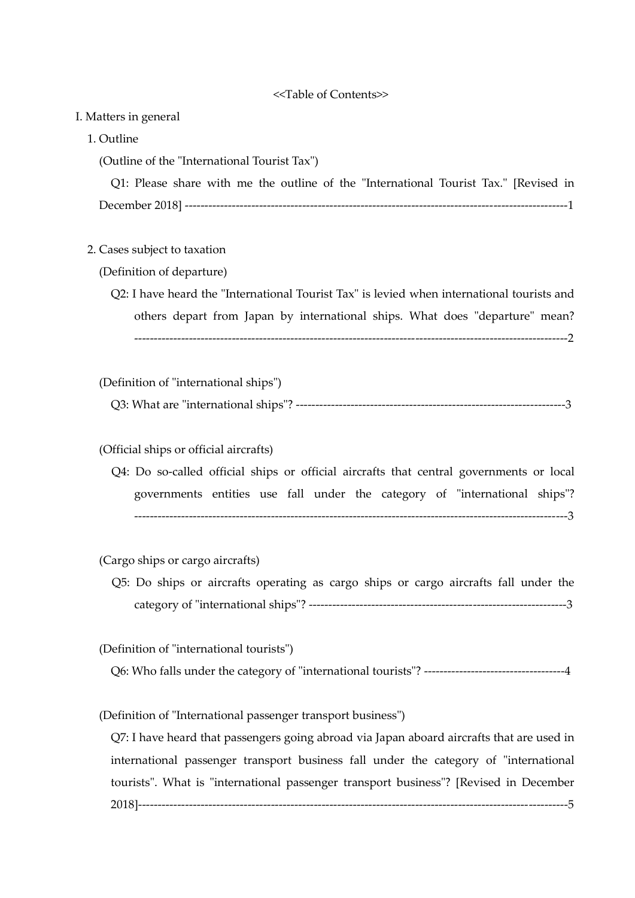<<Table of Contents>>

I. Matters in general

1. Outline

(Outline of the "International Tourist Tax")

Q1: Please share with me the outline of the "International Tourist Tax." [Revised in December 2018] -------------------------------------------------------------------------------------------------1

2. Cases subject to taxation

(Definition of departure)

Q2: I have heard the "International Tourist Tax" is levied when international tourists and others depart from Japan by international ships. What does "departure" mean? ------------------------------------------------------------------------------------------------------------2

(Definition of "international ships")

Q3: What are "international ships"? --------------------------------------------------------------------3

(Official ships or official aircrafts)

Q4: Do so-called official ships or official aircrafts that central governments or local governments entities use fall under the category of "international ships"? ------------------------------------------------------------------------------------------------------------3

(Cargo ships or cargo aircrafts)

Q5: Do ships or aircrafts operating as cargo ships or cargo aircrafts fall under the category of "international ships"? -----------------------------------------------------------------3

(Definition of "international tourists")

Q6: Who falls under the category of "international tourists"? ------------------------------------4

(Definition of "International passenger transport business")

Q7: I have heard that passengers going abroad via Japan aboard aircrafts that are used in international passenger transport business fall under the category of "international tourists". What is "international passenger transport business"? [Revised in December 2018]------------------------------------------------------------------------------------------------------------5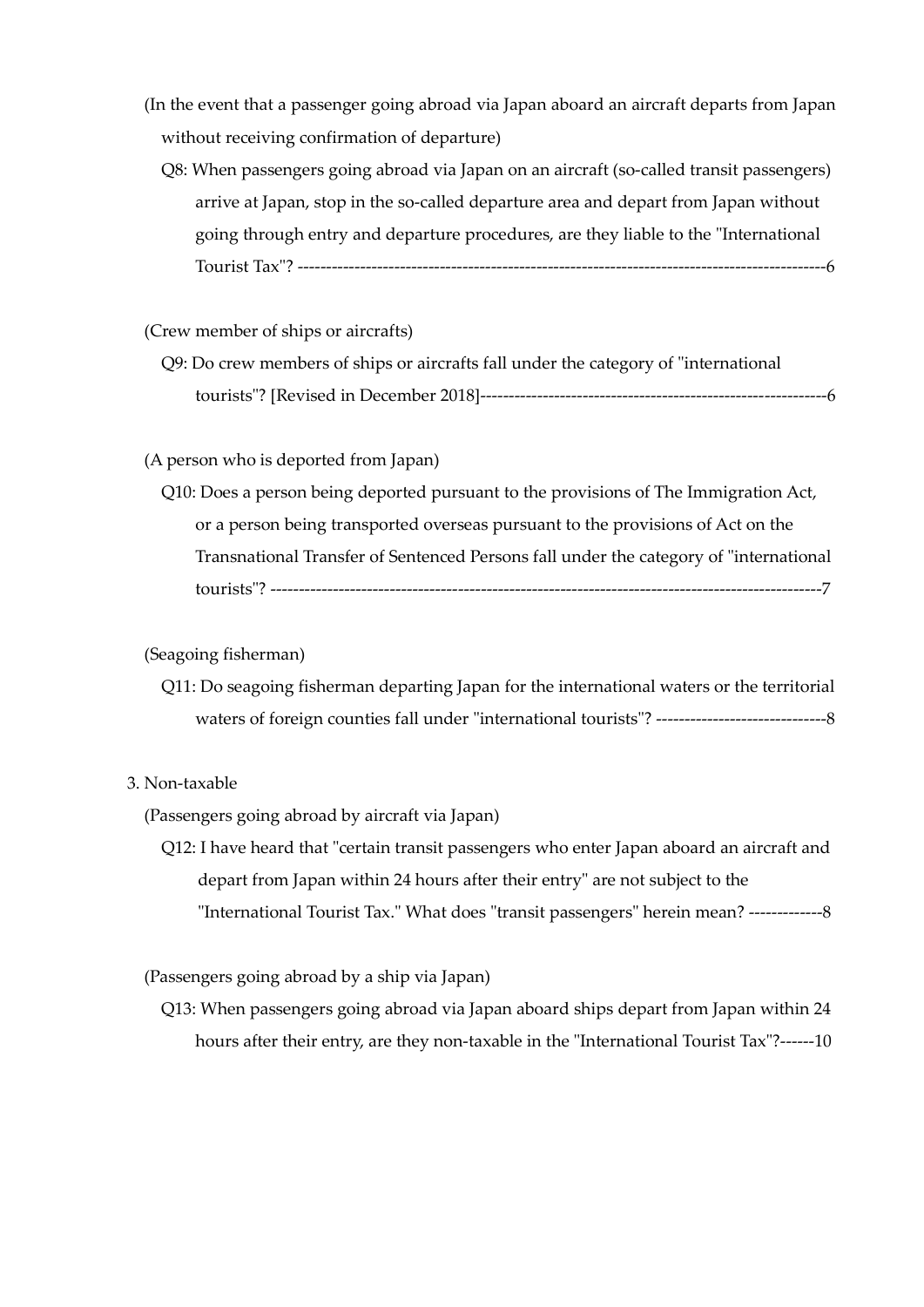(In the event that a passenger going abroad via Japan aboard an aircraft departs from Japan without receiving confirmation of departure)

Q8: When passengers going abroad via Japan on an aircraft (so-called transit passengers) arrive at Japan, stop in the so-called departure area and depart from Japan without going through entry and departure procedures, are they liable to the "International Tourist Tax"? ----------------------------------------------------------------------------------------------6

(Crew member of ships or aircrafts)

Q9: Do crew members of ships or aircrafts fall under the category of "international tourists"? [Revised in December 2018]------------------------------------------------------------6

(A person who is deported from Japan)

Q10: Does a person being deported pursuant to the provisions of The Immigration Act, or a person being transported overseas pursuant to the provisions of Act on the Transnational Transfer of Sentenced Persons fall under the category of "international tourists"? -------------------------------------------------------------------------------------------------7

(Seagoing fisherman)

Q11: Do seagoing fisherman departing Japan for the international waters or the territorial waters of foreign counties fall under "international tourists"? ------------------------------8

3. Non-taxable

(Passengers going abroad by aircraft via Japan)

Q12: I have heard that "certain transit passengers who enter Japan aboard an aircraft and depart from Japan within 24 hours after their entry" are not subject to the "International Tourist Tax." What does "transit passengers" herein mean? -------------8

(Passengers going abroad by a ship via Japan)

Q13: When passengers going abroad via Japan aboard ships depart from Japan within 24 hours after their entry, are they non-taxable in the "International Tourist Tax"?------10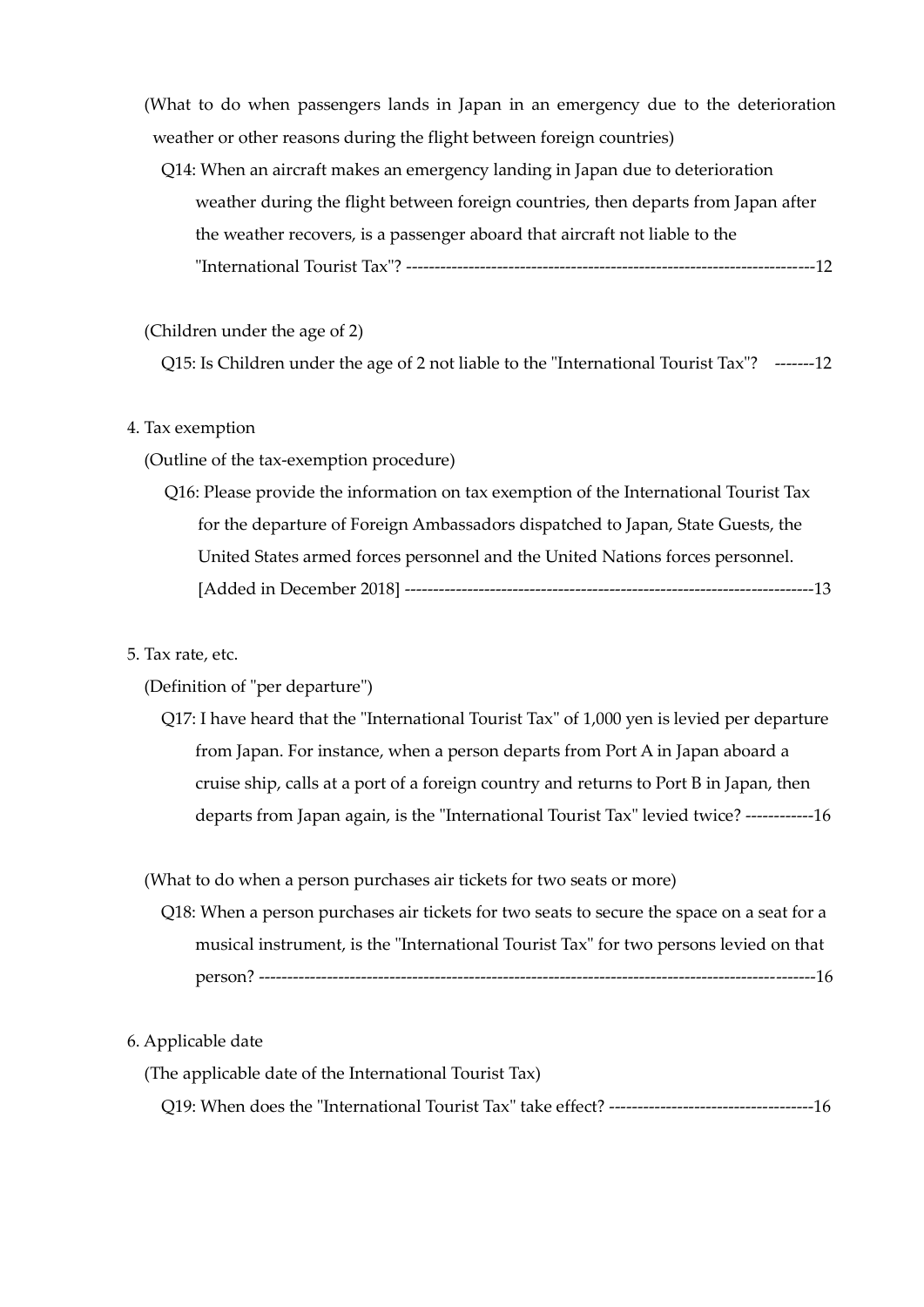(What to do when passengers lands in Japan in an emergency due to the deterioration weather or other reasons during the flight between foreign countries)

Q14: When an aircraft makes an emergency landing in Japan due to deterioration weather during the flight between foreign countries, then departs from Japan after the weather recovers, is a passenger aboard that aircraft not liable to the "International Tourist Tax"? -----------------------------------------------------------------------12

(Children under the age of 2)

Q15: Is Children under the age of 2 not liable to the "International Tourist Tax"? -------12

4. Tax exemption

(Outline of the tax-exemption procedure)

Q16: Please provide the information on tax exemption of the International Tourist Tax for the departure of Foreign Ambassadors dispatched to Japan, State Guests, the United States armed forces personnel and the United Nations forces personnel. [Added in December 2018] -----------------------------------------------------------------------13

5. Tax rate, etc.

(Definition of "per departure")

Q17: I have heard that the "International Tourist Tax" of 1,000 yen is levied per departure from Japan. For instance, when a person departs from Port A in Japan aboard a cruise ship, calls at a port of a foreign country and returns to Port B in Japan, then departs from Japan again, is the "International Tourist Tax" levied twice? ------------16

(What to do when a person purchases air tickets for two seats or more)

Q18: When a person purchases air tickets for two seats to secure the space on a seat for a musical instrument, is the "International Tourist Tax" for two persons levied on that person? -----------------------------------------------------------------------------------------------16

6. Applicable date

(The applicable date of the International Tourist Tax)

Q19: When does the "International Tourist Tax" take effect? ------------------------------------16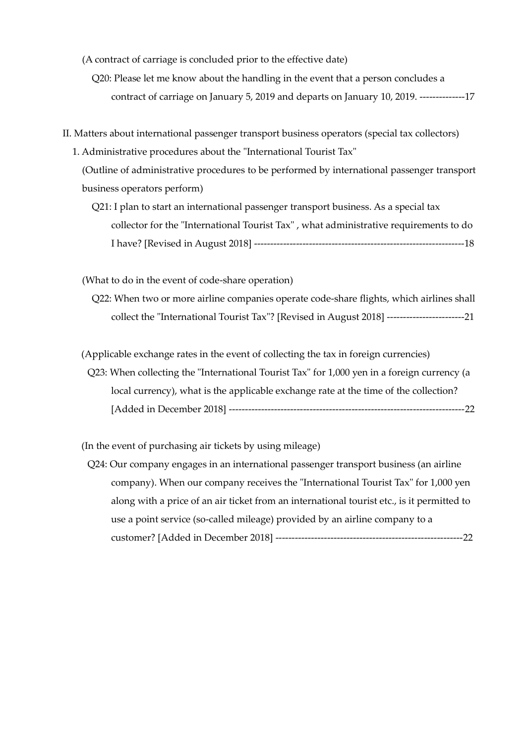(A contract of carriage is concluded prior to the effective date)

Q20: Please let me know about the handling in the event that a person concludes a contract of carriage on January 5, 2019 and departs on January 10, 2019. --------------17

II. Matters about international passenger transport business operators (special tax collectors)

1. Administrative procedures about the "International Tourist Tax"

(Outline of administrative procedures to be performed by international passenger transport business operators perform)

Q21: I plan to start an international passenger transport business. As a special tax collector for the "International Tourist Tax" , what administrative requirements to do I have? [Revised in August 2018] ----------------------------------------------------------------18

(What to do in the event of code-share operation)

Q22: When two or more airline companies operate code-share flights, which airlines shall collect the "International Tourist Tax"? [Revised in August 2018] ------------------------21

(Applicable exchange rates in the event of collecting the tax in foreign currencies)

Q23: When collecting the "International Tourist Tax" for 1,000 yen in a foreign currency (a local currency), what is the applicable exchange rate at the time of the collection? [Added in December 2018] ------------------------------------------------------------------------22

(In the event of purchasing air tickets by using mileage)

Q24: Our company engages in an international passenger transport business (an airline company). When our company receives the "International Tourist Tax" for 1,000 yen along with a price of an air ticket from an international tourist etc., is it permitted to use a point service (so-called mileage) provided by an airline company to a customer? [Added in December 2018] ---------------------------------------------------------22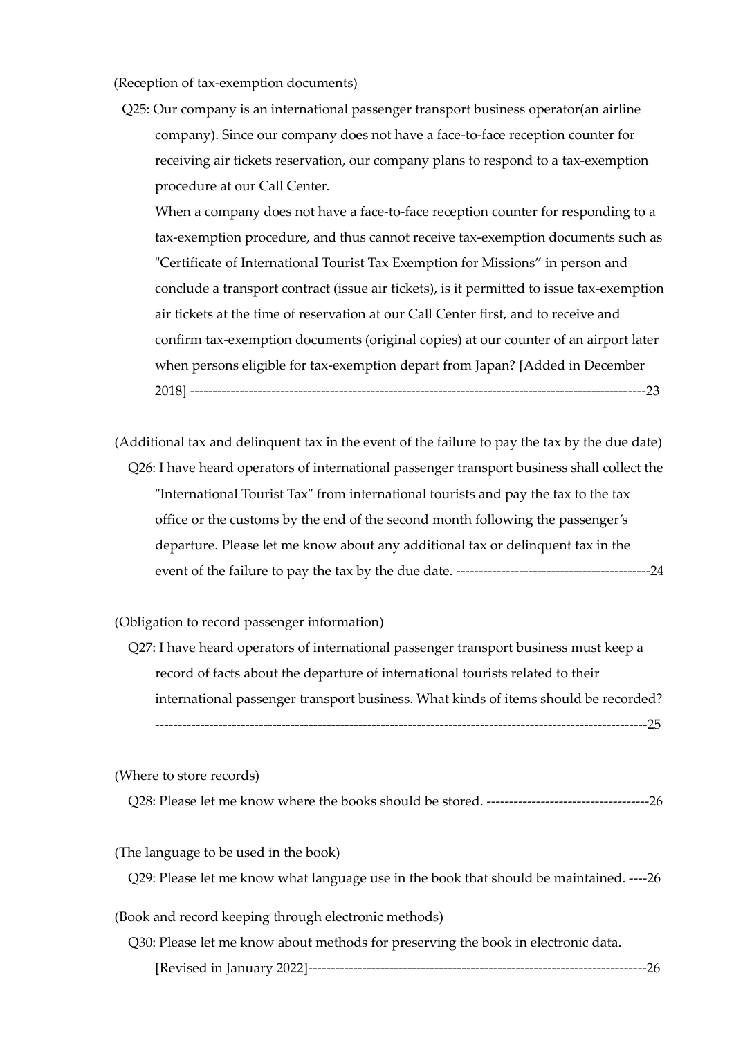(Reception of tax-exemption documents)

Q25: Our company is an international passenger transport business operator(an airline company). Since our company does not have a face-to-face reception counter for receiving air tickets reservation, our company plans to respond to a tax-exemption procedure at our Call Center.
When a company does not have a face-to-face reception counter for responding to a tax-exemption procedure, and thus cannot receive tax-exemption documents such as "Certificate of International Tourist Tax Exemption for Missions" in person and conclude a transport contract (issue air tickets), is it permitted to issue tax-exemption air tickets at the time of reservation at our Call Center first, and to receive and confirm tax-exemption documents (original copies) at our counter of an airport later when persons eligible for tax-exemption depart from Japan? [Added in December 2018] ----------------------------------------------------------------------------------------------------23

(Additional tax and delinquent tax in the event of the failure to pay the tax by the due date)

Q26: I have heard operators of international passenger transport business shall collect the "International Tourist Tax" from international tourists and pay the tax to the tax office or the customs by the end of the second month following the passenger's departure. Please let me know about any additional tax or delinquent tax in the event of the failure to pay the tax by the due date. -------------------------------------------24

(Obligation to record passenger information)

Q27: I have heard operators of international passenger transport business must keep a record of facts about the departure of international tourists related to their international passenger transport business. What kinds of items should be recorded? ---------------------------------------------------------------------------------------------------------25

(Where to store records)

Q28: Please let me know where the books should be stored. ------------------------------------26

(The language to be used in the book)

Q29: Please let me know what language use in the book that should be maintained. ----26

(Book and record keeping through electronic methods)

Q30: Please let me know about methods for preserving the book in electronic data. [Revised in January 2022]--------------------------------------------------------------------------26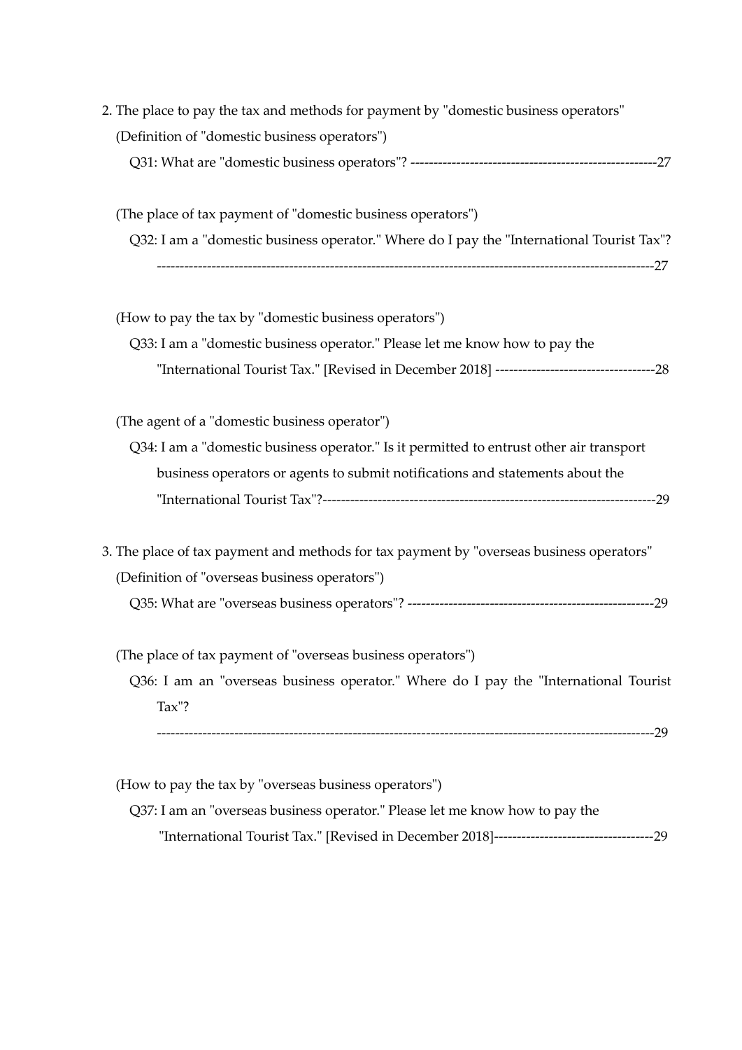2. The place to pay the tax and methods for payment by "domestic business operators"

(Definition of "domestic business operators")

Q31: What are "domestic business operators"? ------------------------------------------------------27

(The place of tax payment of "domestic business operators")

Q32: I am a "domestic business operator." Where do I pay the "International Tourist Tax"? ------------------------------------------------------------------------------------------------------------27

(How to pay the tax by "domestic business operators")

Q33: I am a "domestic business operator." Please let me know how to pay the "International Tourist Tax." [Revised in December 2018] -----------------------------------28

(The agent of a "domestic business operator")

Q34: I am a "domestic business operator." Is it permitted to entrust other air transport business operators or agents to submit notifications and statements about the "International Tourist Tax"?-------------------------------------------------------------------------29

3. The place of tax payment and methods for tax payment by "overseas business operators"

(Definition of "overseas business operators")

Q35: What are "overseas business operators"? -----------------------------------------------------29

(The place of tax payment of "overseas business operators")

Q36: I am an "overseas business operator." Where do I pay the "International Tourist Tax"? ------------------------------------------------------------------------------------------------------------29

(How to pay the tax by "overseas business operators")

Q37: I am an "overseas business operator." Please let me know how to pay the "International Tourist Tax." [Revised in December 2018]-----------------------------------29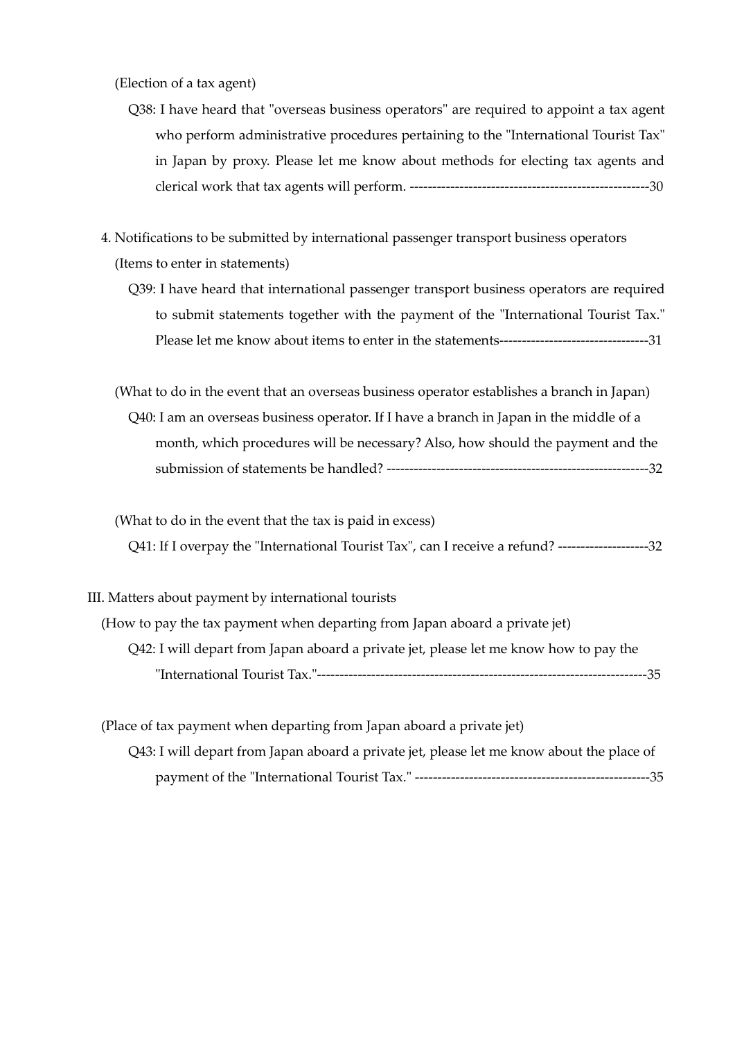(Election of a tax agent)

Q38: I have heard that "overseas business operators" are required to appoint a tax agent who perform administrative procedures pertaining to the "International Tourist Tax" in Japan by proxy. Please let me know about methods for electing tax agents and clerical work that tax agents will perform. -----------------------------------------------------30

4. Notifications to be submitted by international passenger transport business operators

(Items to enter in statements)

Q39: I have heard that international passenger transport business operators are required to submit statements together with the payment of the "International Tourist Tax." Please let me know about items to enter in the statements---------------------------------31

(What to do in the event that an overseas business operator establishes a branch in Japan)

Q40: I am an overseas business operator. If I have a branch in Japan in the middle of a month, which procedures will be necessary? Also, how should the payment and the submission of statements be handled? ----------------------------------------------------------32

(What to do in the event that the tax is paid in excess)

Q41: If I overpay the "International Tourist Tax", can I receive a refund? --------------------32

III. Matters about payment by international tourists

(How to pay the tax payment when departing from Japan aboard a private jet)

Q42: I will depart from Japan aboard a private jet, please let me know how to pay the "International Tourist Tax."------------------------------------------------------------------------35

(Place of tax payment when departing from Japan aboard a private jet)

Q43: I will depart from Japan aboard a private jet, please let me know about the place of payment of the "International Tourist Tax." ----------------------------------------------------35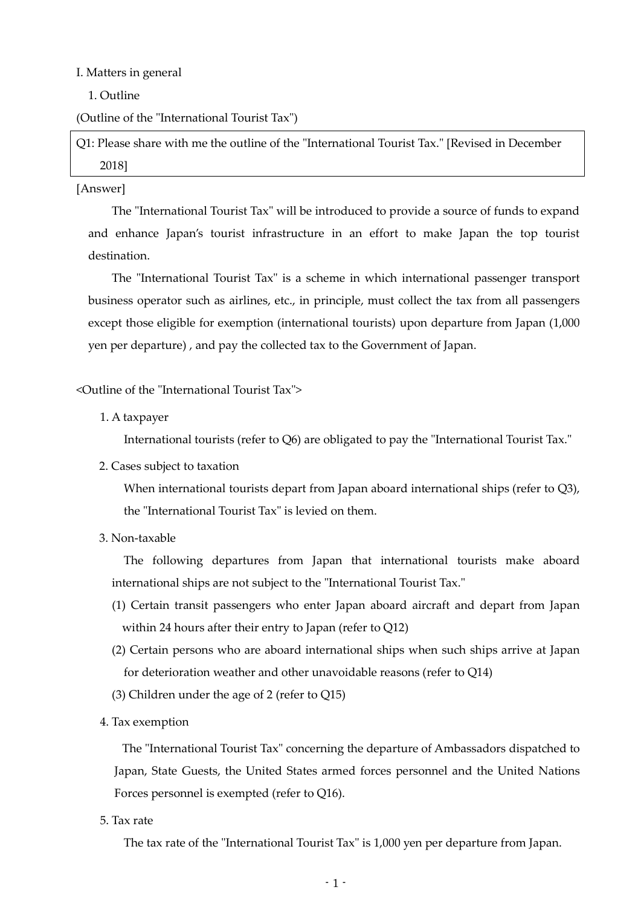# I. Matters in general

## 1. Outline

(Outline of the "International Tourist Tax")

**Q1: Please share with me the outline of the "International Tourist Tax." [Revised in December 2018]**

[Answer]

The "International Tourist Tax" will be introduced to provide a source of funds to expand and enhance Japan's tourist infrastructure in an effort to make Japan the top tourist destination.

The "International Tourist Tax" is a scheme in which international passenger transport business operator such as airlines, etc., in principle, must collect the tax from all passengers except those eligible for exemption (international tourists) upon departure from Japan (1,000 yen per departure) , and pay the collected tax to the Government of Japan.

<Outline of the "International Tourist Tax">

1. A taxpayer

   International tourists (refer to Q6) are obligated to pay the "International Tourist Tax."

2. Cases subject to taxation

   When international tourists depart from Japan aboard international ships (refer to Q3), the "International Tourist Tax" is levied on them.

3. Non-taxable

   The following departures from Japan that international tourists make aboard international ships are not subject to the "International Tourist Tax."

   (1) Certain transit passengers who enter Japan aboard aircraft and depart from Japan within 24 hours after their entry to Japan (refer to Q12)

   (2) Certain persons who are aboard international ships when such ships arrive at Japan for deterioration weather and other unavoidable reasons (refer to Q14)

   (3) Children under the age of 2 (refer to Q15)

4. Tax exemption

   The "International Tourist Tax" concerning the departure of Ambassadors dispatched to Japan, State Guests, the United States armed forces personnel and the United Nations Forces personnel is exempted (refer to Q16).

5. Tax rate

   The tax rate of the "International Tourist Tax" is 1,000 yen per departure from Japan.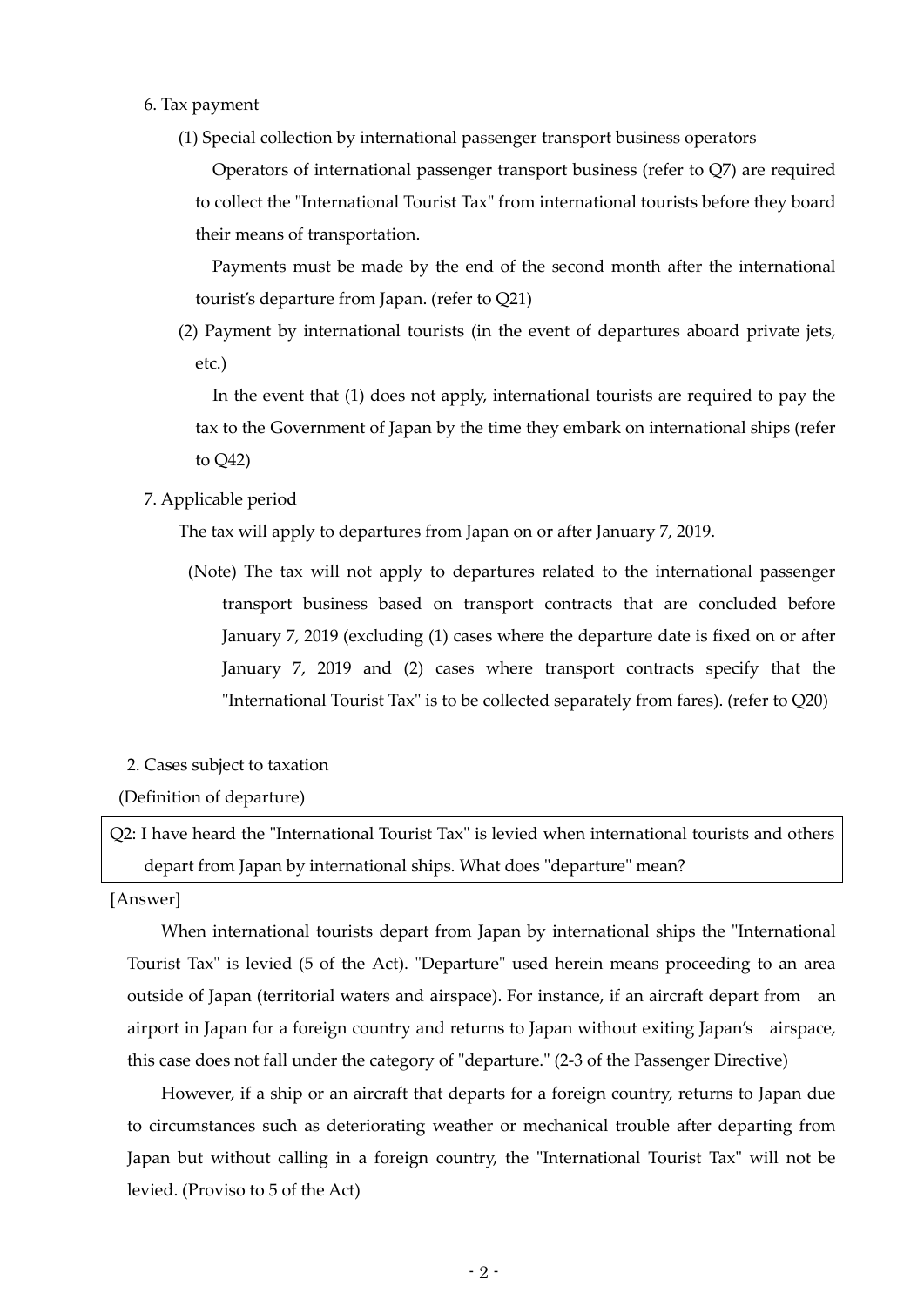6. Tax payment

(1) Special collection by international passenger transport business operators

Operators of international passenger transport business (refer to Q7) are required to collect the "International Tourist Tax" from international tourists before they board their means of transportation.

Payments must be made by the end of the second month after the international tourist's departure from Japan. (refer to Q21)

(2) Payment by international tourists (in the event of departures aboard private jets, etc.)

In the event that (1) does not apply, international tourists are required to pay the tax to the Government of Japan by the time they embark on international ships (refer to Q42)

7. Applicable period

The tax will apply to departures from Japan on or after January 7, 2019.

(Note) The tax will not apply to departures related to the international passenger transport business based on transport contracts that are concluded before January 7, 2019 (excluding (1) cases where the departure date is fixed on or after January 7, 2019 and (2) cases where transport contracts specify that the "International Tourist Tax" is to be collected separately from fares). (refer to Q20)

2. Cases subject to taxation

(Definition of departure)

| Q2: I have heard the "International Tourist Tax" is levied when international tourists and others depart from Japan by international ships. What does "departure" mean? |
|---|

[Answer]

When international tourists depart from Japan by international ships the "International Tourist Tax" is levied (5 of the Act). "Departure" used herein means proceeding to an area outside of Japan (territorial waters and airspace). For instance, if an aircraft depart from an airport in Japan for a foreign country and returns to Japan without exiting Japan's airspace, this case does not fall under the category of "departure." (2-3 of the Passenger Directive)

However, if a ship or an aircraft that departs for a foreign country, returns to Japan due to circumstances such as deteriorating weather or mechanical trouble after departing from Japan but without calling in a foreign country, the "International Tourist Tax" will not be levied. (Proviso to 5 of the Act)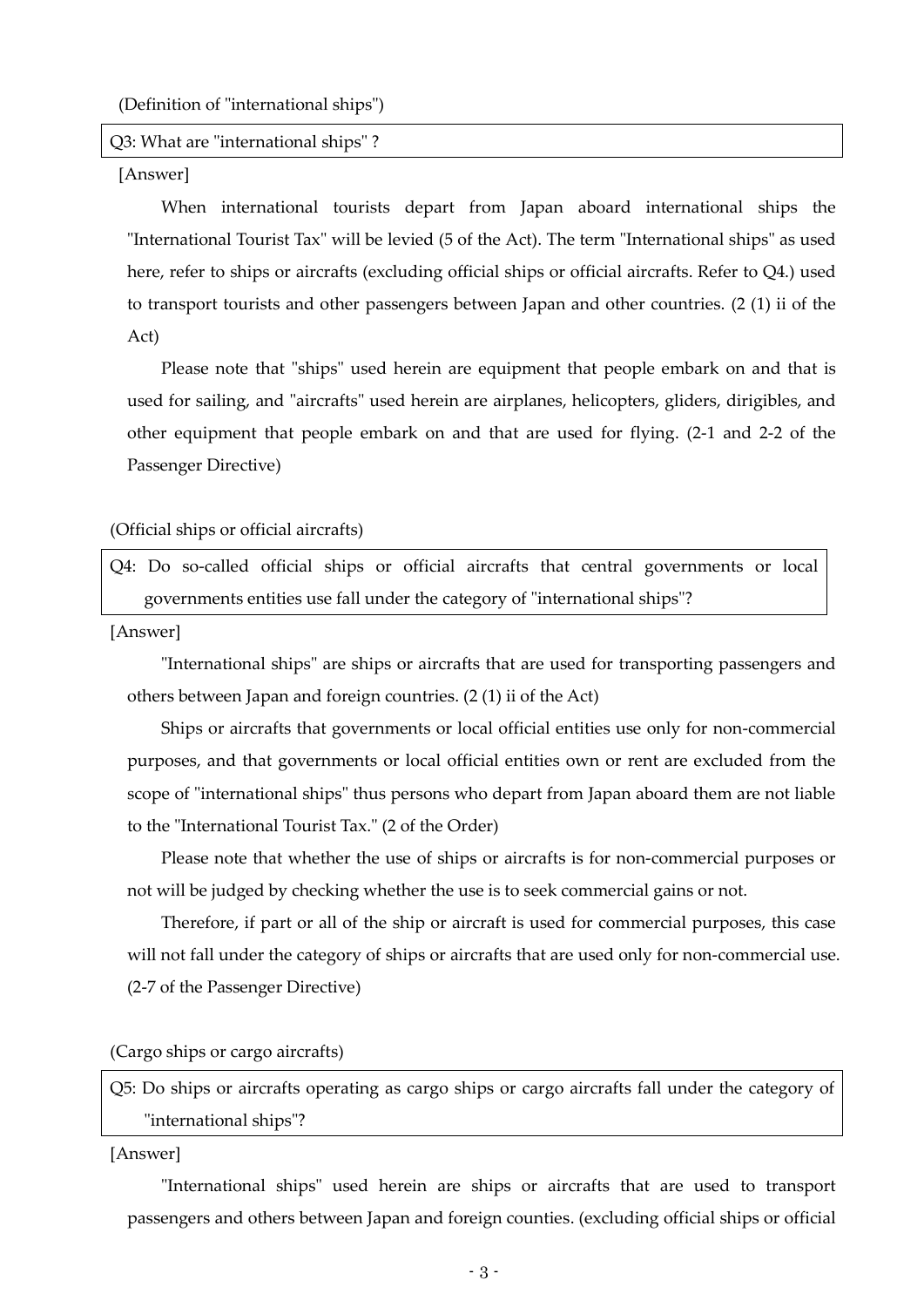(Definition of "international ships")

**Q3: What are "international ships" ?**

[Answer]

When international tourists depart from Japan aboard international ships the "International Tourist Tax" will be levied (5 of the Act). The term "International ships" as used here, refer to ships or aircrafts (excluding official ships or official aircrafts. Refer to Q4.) used to transport tourists and other passengers between Japan and other countries. (2 (1) ii of the Act)

Please note that "ships" used herein are equipment that people embark on and that is used for sailing, and "aircrafts" used herein are airplanes, helicopters, gliders, dirigibles, and other equipment that people embark on and that are used for flying. (2-1 and 2-2 of the Passenger Directive)

(Official ships or official aircrafts)

**Q4: Do so-called official ships or official aircrafts that central governments or local governments entities use fall under the category of "international ships"?**

[Answer]

"International ships" are ships or aircrafts that are used for transporting passengers and others between Japan and foreign countries. (2 (1) ii of the Act)

Ships or aircrafts that governments or local official entities use only for non-commercial purposes, and that governments or local official entities own or rent are excluded from the scope of "international ships" thus persons who depart from Japan aboard them are not liable to the "International Tourist Tax." (2 of the Order)

Please note that whether the use of ships or aircrafts is for non-commercial purposes or not will be judged by checking whether the use is to seek commercial gains or not.

Therefore, if part or all of the ship or aircraft is used for commercial purposes, this case will not fall under the category of ships or aircrafts that are used only for non-commercial use. (2-7 of the Passenger Directive)

(Cargo ships or cargo aircrafts)

**Q5: Do ships or aircrafts operating as cargo ships or cargo aircrafts fall under the category of "international ships"?**

[Answer]

"International ships" used herein are ships or aircrafts that are used to transport passengers and others between Japan and foreign counties. (excluding official ships or official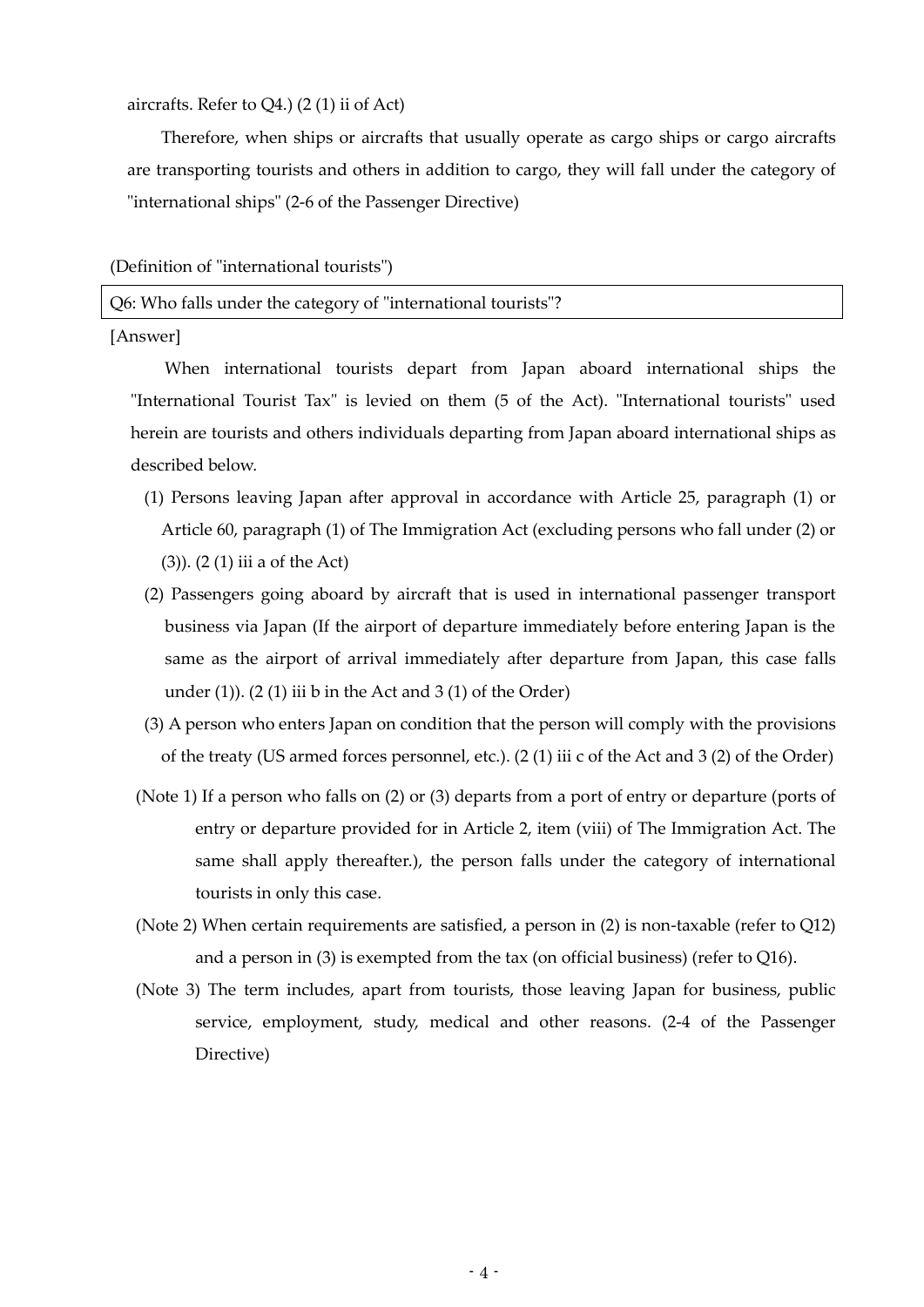aircrafts. Refer to Q4.) (2 (1) ii of Act)

Therefore, when ships or aircrafts that usually operate as cargo ships or cargo aircrafts are transporting tourists and others in addition to cargo, they will fall under the category of "international ships" (2-6 of the Passenger Directive)

(Definition of "international tourists")

| Q6: Who falls under the category of "international tourists"? |
| --- |

[Answer]

When international tourists depart from Japan aboard international ships the "International Tourist Tax" is levied on them (5 of the Act). "International tourists" used herein are tourists and others individuals departing from Japan aboard international ships as described below.

(1) Persons leaving Japan after approval in accordance with Article 25, paragraph (1) or Article 60, paragraph (1) of The Immigration Act (excluding persons who fall under (2) or (3)). (2 (1) iii a of the Act)

(2) Passengers going aboard by aircraft that is used in international passenger transport business via Japan (If the airport of departure immediately before entering Japan is the same as the airport of arrival immediately after departure from Japan, this case falls under (1)). (2 (1) iii b in the Act and 3 (1) of the Order)

(3) A person who enters Japan on condition that the person will comply with the provisions of the treaty (US armed forces personnel, etc.). (2 (1) iii c of the Act and 3 (2) of the Order)

(Note 1) If a person who falls on (2) or (3) departs from a port of entry or departure (ports of entry or departure provided for in Article 2, item (viii) of The Immigration Act. The same shall apply thereafter.), the person falls under the category of international tourists in only this case.

(Note 2) When certain requirements are satisfied, a person in (2) is non-taxable (refer to Q12) and a person in (3) is exempted from the tax (on official business) (refer to Q16).

(Note 3) The term includes, apart from tourists, those leaving Japan for business, public service, employment, study, medical and other reasons. (2-4 of the Passenger Directive)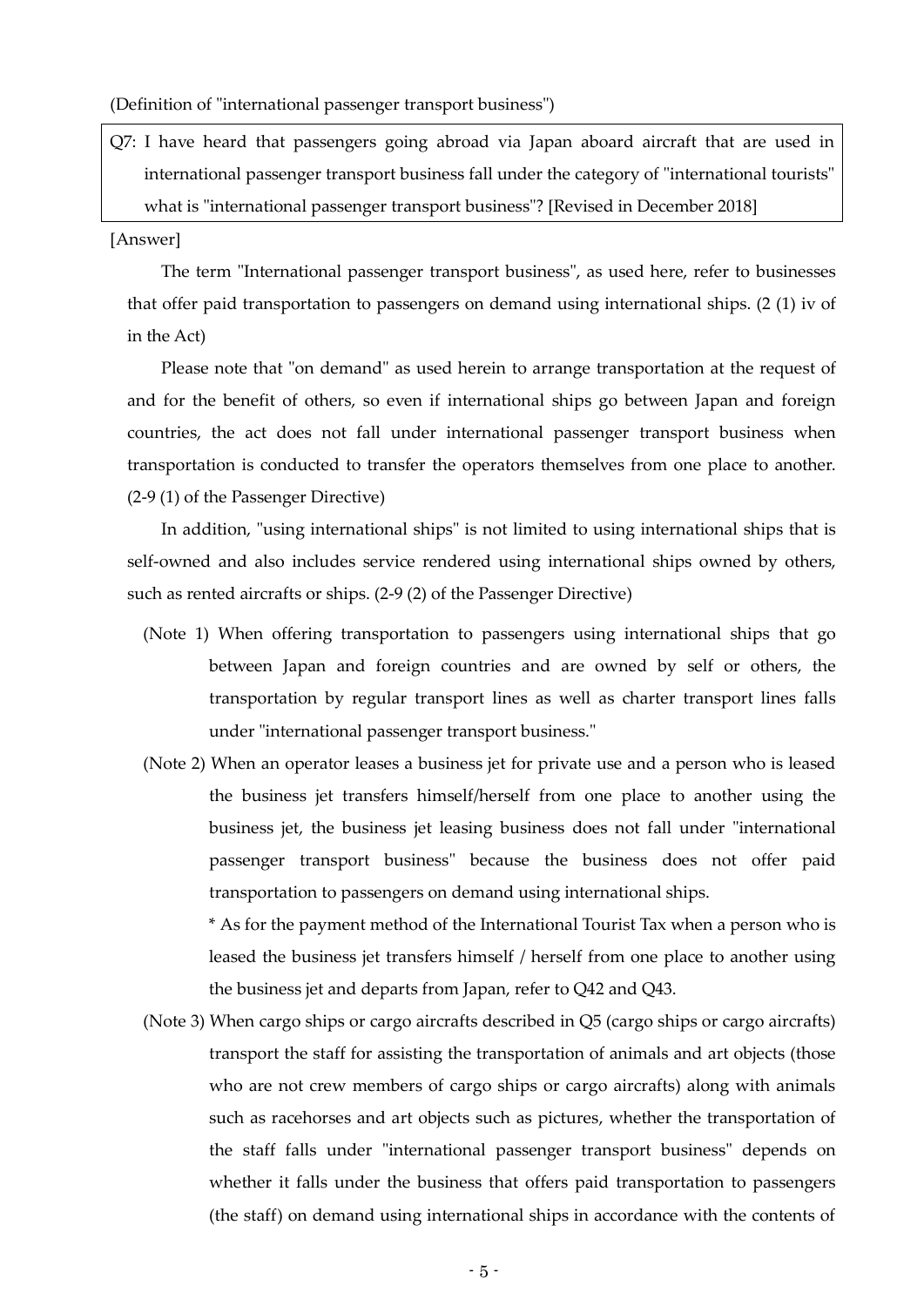(Definition of "international passenger transport business")

> Q7: I have heard that passengers going abroad via Japan aboard aircraft that are used in international passenger transport business fall under the category of "international tourists" what is "international passenger transport business"? [Revised in December 2018]

[Answer]

The term "International passenger transport business", as used here, refer to businesses that offer paid transportation to passengers on demand using international ships. (2 (1) iv of in the Act)

Please note that "on demand" as used herein to arrange transportation at the request of and for the benefit of others, so even if international ships go between Japan and foreign countries, the act does not fall under international passenger transport business when transportation is conducted to transfer the operators themselves from one place to another. (2-9 (1) of the Passenger Directive)

In addition, "using international ships" is not limited to using international ships that is self-owned and also includes service rendered using international ships owned by others, such as rented aircrafts or ships. (2-9 (2) of the Passenger Directive)

(Note 1) When offering transportation to passengers using international ships that go between Japan and foreign countries and are owned by self or others, the transportation by regular transport lines as well as charter transport lines falls under "international passenger transport business."

(Note 2) When an operator leases a business jet for private use and a person who is leased the business jet transfers himself/herself from one place to another using the business jet, the business jet leasing business does not fall under "international passenger transport business" because the business does not offer paid transportation to passengers on demand using international ships.

\* As for the payment method of the International Tourist Tax when a person who is leased the business jet transfers himself / herself from one place to another using the business jet and departs from Japan, refer to Q42 and Q43.

(Note 3) When cargo ships or cargo aircrafts described in Q5 (cargo ships or cargo aircrafts) transport the staff for assisting the transportation of animals and art objects (those who are not crew members of cargo ships or cargo aircrafts) along with animals such as racehorses and art objects such as pictures, whether the transportation of the staff falls under "international passenger transport business" depends on whether it falls under the business that offers paid transportation to passengers (the staff) on demand using international ships in accordance with the contents of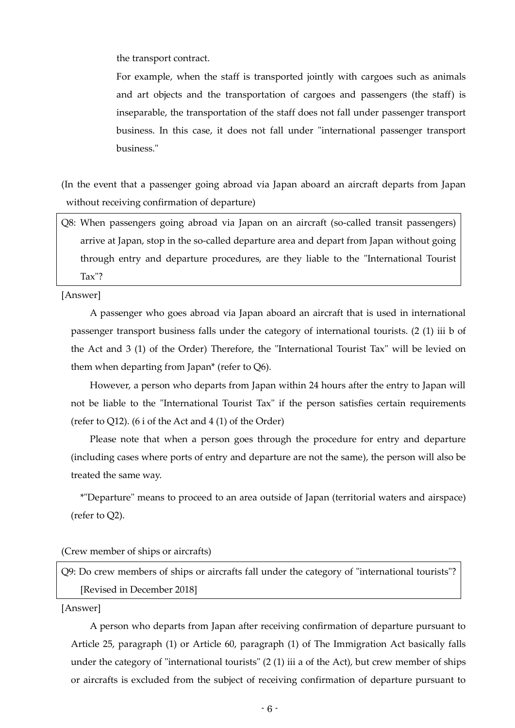the transport contract.

For example, when the staff is transported jointly with cargoes such as animals and art objects and the transportation of cargoes and passengers (the staff) is inseparable, the transportation of the staff does not fall under passenger transport business. In this case, it does not fall under "international passenger transport business."

(In the event that a passenger going abroad via Japan aboard an aircraft departs from Japan without receiving confirmation of departure)

**Q8: When passengers going abroad via Japan on an aircraft (so-called transit passengers) arrive at Japan, stop in the so-called departure area and depart from Japan without going through entry and departure procedures, are they liable to the "International Tourist Tax"?**

[Answer]

A passenger who goes abroad via Japan aboard an aircraft that is used in international passenger transport business falls under the category of international tourists. (2 (1) iii b of the Act and 3 (1) of the Order) Therefore, the "International Tourist Tax" will be levied on them when departing from Japan* (refer to Q6).

However, a person who departs from Japan within 24 hours after the entry to Japan will not be liable to the "International Tourist Tax" if the person satisfies certain requirements (refer to Q12). (6 i of the Act and 4 (1) of the Order)

Please note that when a person goes through the procedure for entry and departure (including cases where ports of entry and departure are not the same), the person will also be treated the same way.

*"Departure" means to proceed to an area outside of Japan (territorial waters and airspace) (refer to Q2).

(Crew member of ships or aircrafts)

**Q9: Do crew members of ships or aircrafts fall under the category of "international tourists"? [Revised in December 2018]**

[Answer]

A person who departs from Japan after receiving confirmation of departure pursuant to Article 25, paragraph (1) or Article 60, paragraph (1) of The Immigration Act basically falls under the category of "international tourists" (2 (1) iii a of the Act), but crew member of ships or aircrafts is excluded from the subject of receiving confirmation of departure pursuant to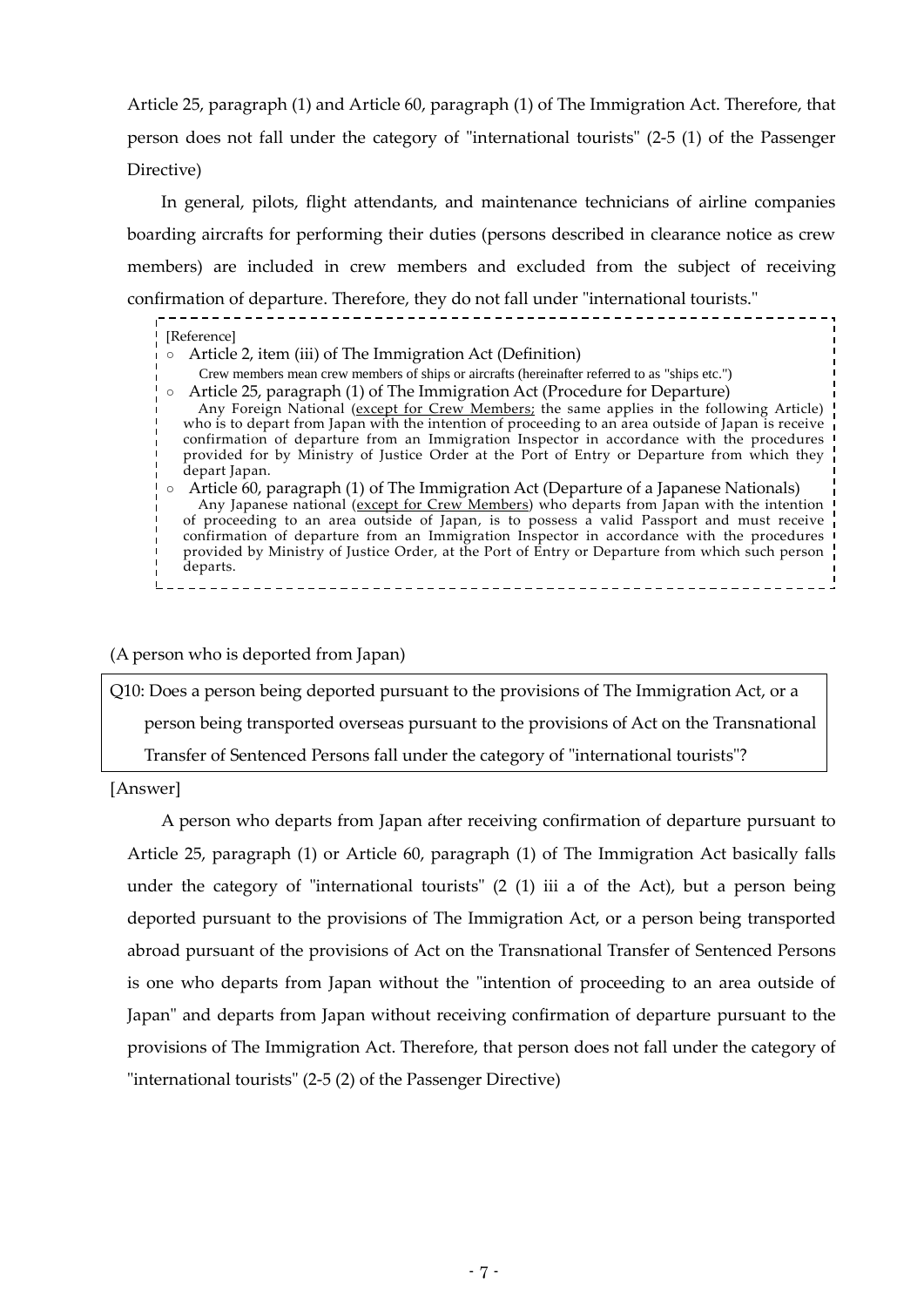Article 25, paragraph (1) and Article 60, paragraph (1) of The Immigration Act. Therefore, that person does not fall under the category of "international tourists" (2-5 (1) of the Passenger Directive)

In general, pilots, flight attendants, and maintenance technicians of airline companies boarding aircrafts for performing their duties (persons described in clearance notice as crew members) are included in crew members and excluded from the subject of receiving confirmation of departure. Therefore, they do not fall under "international tourists."

> [Reference]
>
> ○ Article 2, item (iii) of The Immigration Act (Definition)
>
> Crew members mean crew members of ships or aircrafts (hereinafter referred to as "ships etc.")
>
> ○ Article 25, paragraph (1) of The Immigration Act (Procedure for Departure)
>
> Any Foreign National (<u>except for Crew Members;</u> the same applies in the following Article) who is to depart from Japan with the intention of proceeding to an area outside of Japan is receive confirmation of departure from an Immigration Inspector in accordance with the procedures provided for by Ministry of Justice Order at the Port of Entry or Departure from which they depart Japan.
>
> ○ Article 60, paragraph (1) of The Immigration Act (Departure of a Japanese Nationals)
>
> Any Japanese national (<u>except for Crew Members</u>) who departs from Japan with the intention of proceeding to an area outside of Japan, is to possess a valid Passport and must receive confirmation of departure from an Immigration Inspector in accordance with the procedures provided by Ministry of Justice Order, at the Port of Entry or Departure from which such person departs.

(A person who is deported from Japan)

**Q10: Does a person being deported pursuant to the provisions of The Immigration Act, or a person being transported overseas pursuant to the provisions of Act on the Transnational Transfer of Sentenced Persons fall under the category of "international tourists"?**

[Answer]

A person who departs from Japan after receiving confirmation of departure pursuant to Article 25, paragraph (1) or Article 60, paragraph (1) of The Immigration Act basically falls under the category of "international tourists" (2 (1) iii a of the Act), but a person being deported pursuant to the provisions of The Immigration Act, or a person being transported abroad pursuant of the provisions of Act on the Transnational Transfer of Sentenced Persons is one who departs from Japan without the "intention of proceeding to an area outside of Japan" and departs from Japan without receiving confirmation of departure pursuant to the provisions of The Immigration Act. Therefore, that person does not fall under the category of "international tourists" (2-5 (2) of the Passenger Directive)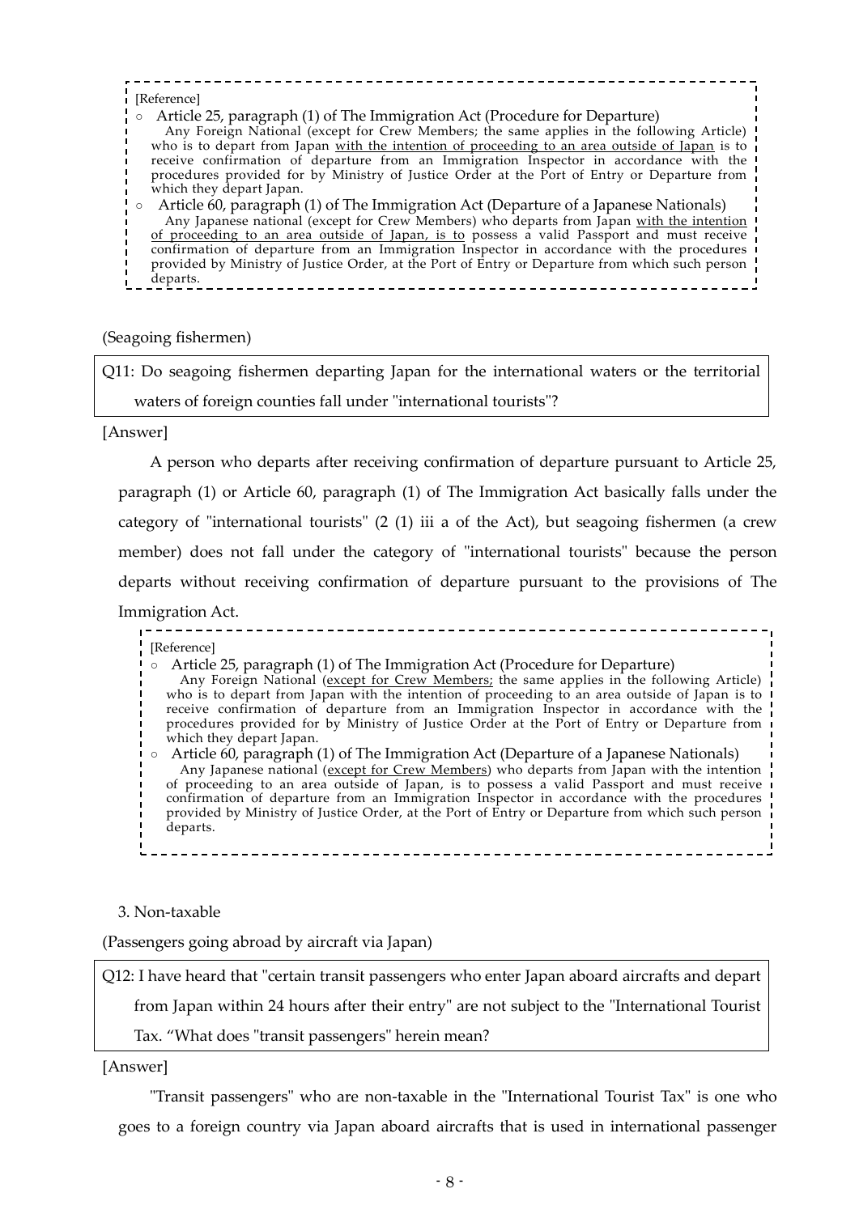[Reference]

○ Article 25, paragraph (1) of The Immigration Act (Procedure for Departure)
Any Foreign National (except for Crew Members; the same applies in the following Article) who is to depart from Japan <u>with the intention of proceeding to an area outside of Japan</u> is to receive confirmation of departure from an Immigration Inspector in accordance with the procedures provided for by Ministry of Justice Order at the Port of Entry or Departure from which they depart Japan.

○ Article 60, paragraph (1) of The Immigration Act (Departure of a Japanese Nationals)
Any Japanese national (except for Crew Members) who departs from Japan <u>with the intention of proceeding to an area outside of Japan, is to</u> possess a valid Passport and must receive confirmation of departure from an Immigration Inspector in accordance with the procedures provided by Ministry of Justice Order, at the Port of Entry or Departure from which such person departs.

(Seagoing fishermen)

Q11: Do seagoing fishermen departing Japan for the international waters or the territorial waters of foreign counties fall under "international tourists"?

[Answer]

A person who departs after receiving confirmation of departure pursuant to Article 25, paragraph (1) or Article 60, paragraph (1) of The Immigration Act basically falls under the category of "international tourists" (2 (1) iii a of the Act), but seagoing fishermen (a crew member) does not fall under the category of "international tourists" because the person departs without receiving confirmation of departure pursuant to the provisions of The Immigration Act.

[Reference]

○ Article 25, paragraph (1) of The Immigration Act (Procedure for Departure)
Any Foreign National (<u>except for Crew Members;</u> the same applies in the following Article) who is to depart from Japan with the intention of proceeding to an area outside of Japan is to receive confirmation of departure from an Immigration Inspector in accordance with the procedures provided for by Ministry of Justice Order at the Port of Entry or Departure from which they depart Japan.

○ Article 60, paragraph (1) of The Immigration Act (Departure of a Japanese Nationals)
Any Japanese national (<u>except for Crew Members</u>) who departs from Japan with the intention of proceeding to an area outside of Japan, is to possess a valid Passport and must receive confirmation of departure from an Immigration Inspector in accordance with the procedures provided by Ministry of Justice Order, at the Port of Entry or Departure from which such person departs.

## 3. Non-taxable

(Passengers going abroad by aircraft via Japan)

Q12: I have heard that "certain transit passengers who enter Japan aboard aircrafts and depart from Japan within 24 hours after their entry" are not subject to the "International Tourist Tax. "What does "transit passengers" herein mean?

[Answer]

"Transit passengers" who are non-taxable in the "International Tourist Tax" is one who goes to a foreign country via Japan aboard aircrafts that is used in international passenger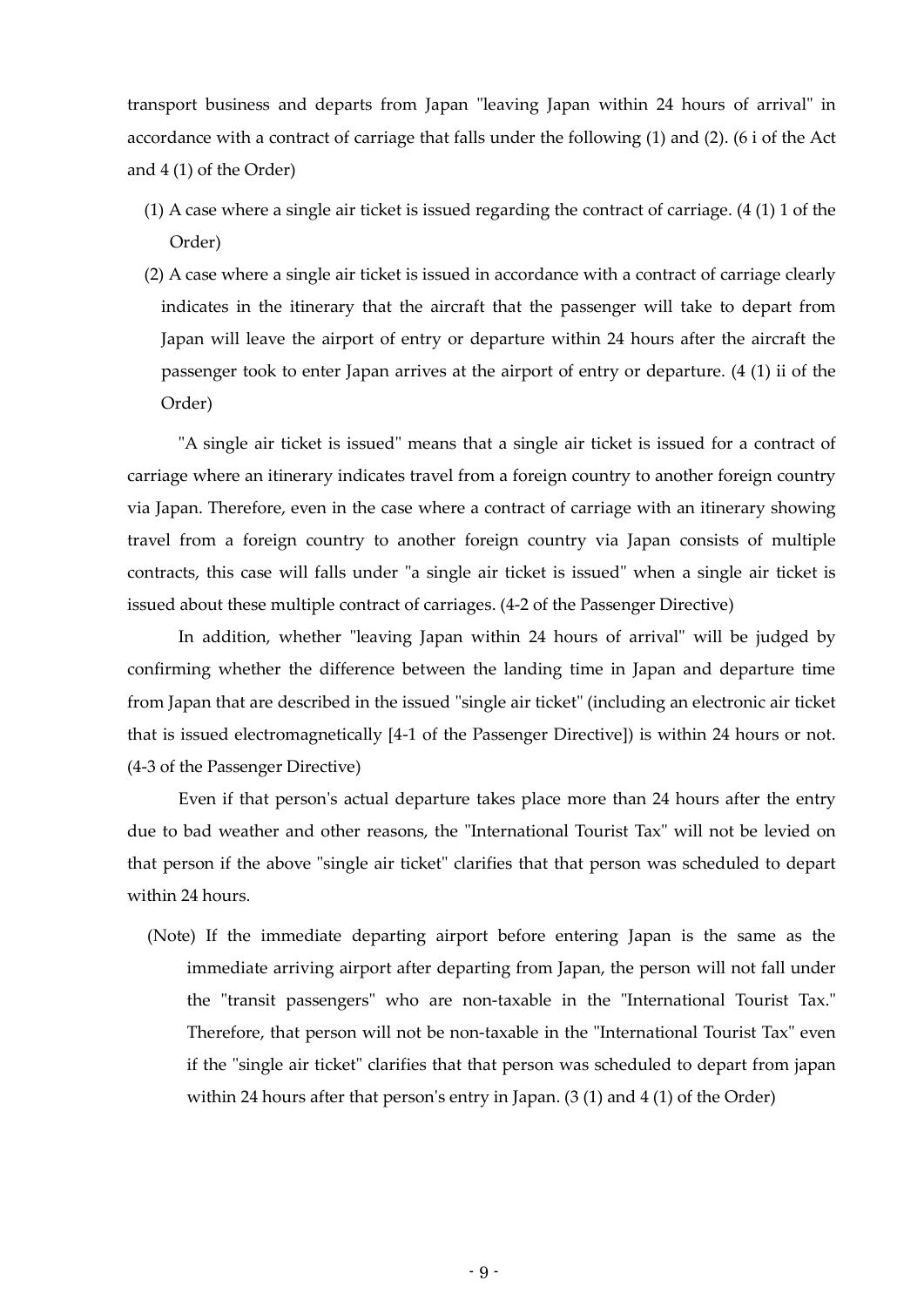transport business and departs from Japan "leaving Japan within 24 hours of arrival" in accordance with a contract of carriage that falls under the following (1) and (2). (6 i of the Act and 4 (1) of the Order)

(1) A case where a single air ticket is issued regarding the contract of carriage. (4 (1) 1 of the Order)

(2) A case where a single air ticket is issued in accordance with a contract of carriage clearly indicates in the itinerary that the aircraft that the passenger will take to depart from Japan will leave the airport of entry or departure within 24 hours after the aircraft the passenger took to enter Japan arrives at the airport of entry or departure. (4 (1) ii of the Order)

"A single air ticket is issued" means that a single air ticket is issued for a contract of carriage where an itinerary indicates travel from a foreign country to another foreign country via Japan. Therefore, even in the case where a contract of carriage with an itinerary showing travel from a foreign country to another foreign country via Japan consists of multiple contracts, this case will falls under "a single air ticket is issued" when a single air ticket is issued about these multiple contract of carriages. (4-2 of the Passenger Directive)

In addition, whether "leaving Japan within 24 hours of arrival" will be judged by confirming whether the difference between the landing time in Japan and departure time from Japan that are described in the issued "single air ticket" (including an electronic air ticket that is issued electromagnetically [4-1 of the Passenger Directive]) is within 24 hours or not. (4-3 of the Passenger Directive)

Even if that person's actual departure takes place more than 24 hours after the entry due to bad weather and other reasons, the "International Tourist Tax" will not be levied on that person if the above "single air ticket" clarifies that that person was scheduled to depart within 24 hours.

(Note) If the immediate departing airport before entering Japan is the same as the immediate arriving airport after departing from Japan, the person will not fall under the "transit passengers" who are non-taxable in the "International Tourist Tax." Therefore, that person will not be non-taxable in the "International Tourist Tax" even if the "single air ticket" clarifies that that person was scheduled to depart from japan within 24 hours after that person's entry in Japan. (3 (1) and 4 (1) of the Order)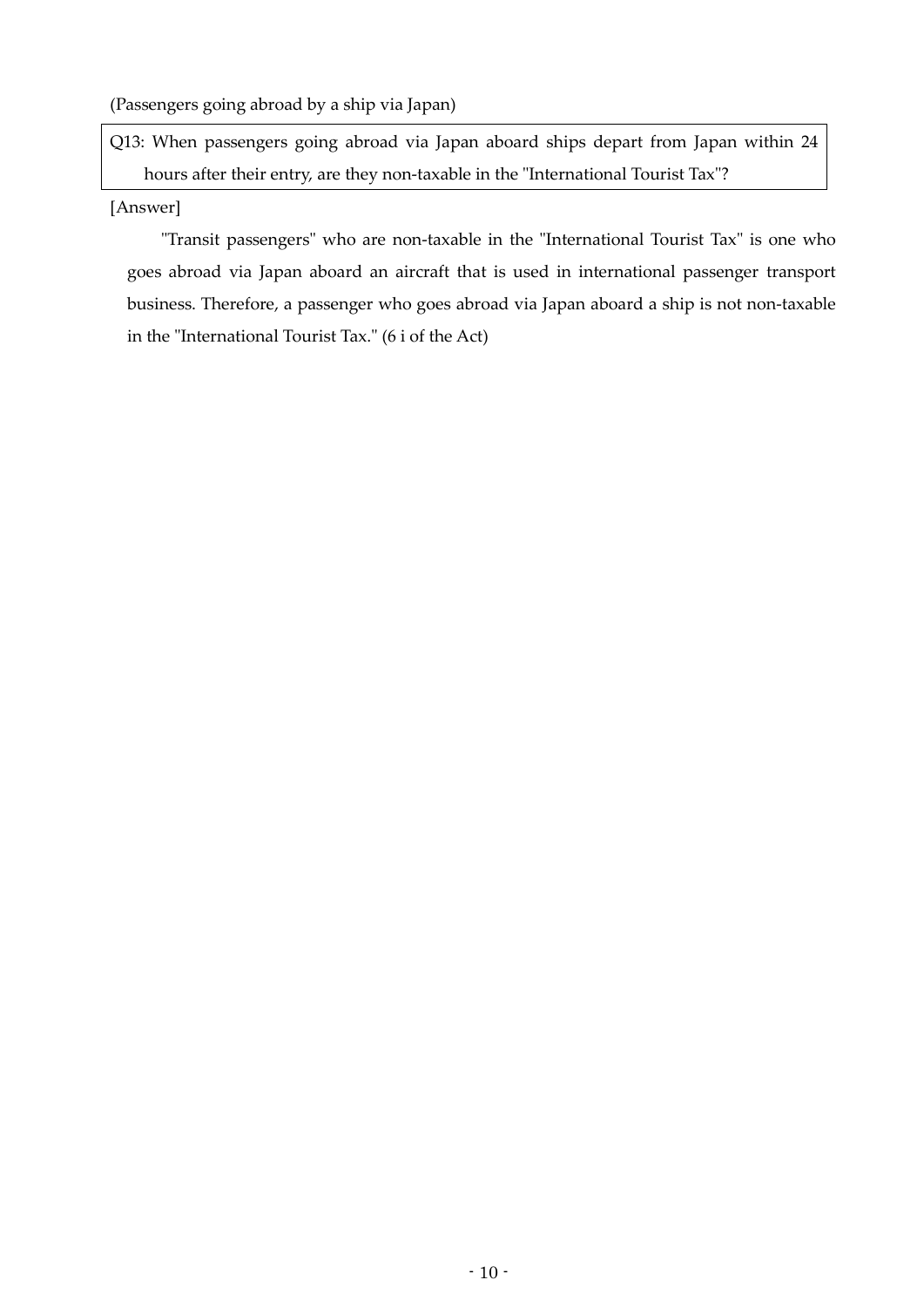(Passengers going abroad by a ship via Japan)

**Q13: When passengers going abroad via Japan aboard ships depart from Japan within 24 hours after their entry, are they non-taxable in the "International Tourist Tax"?**

[Answer]

"Transit passengers" who are non-taxable in the "International Tourist Tax" is one who goes abroad via Japan aboard an aircraft that is used in international passenger transport business. Therefore, a passenger who goes abroad via Japan aboard a ship is not non-taxable in the "International Tourist Tax." (6 i of the Act)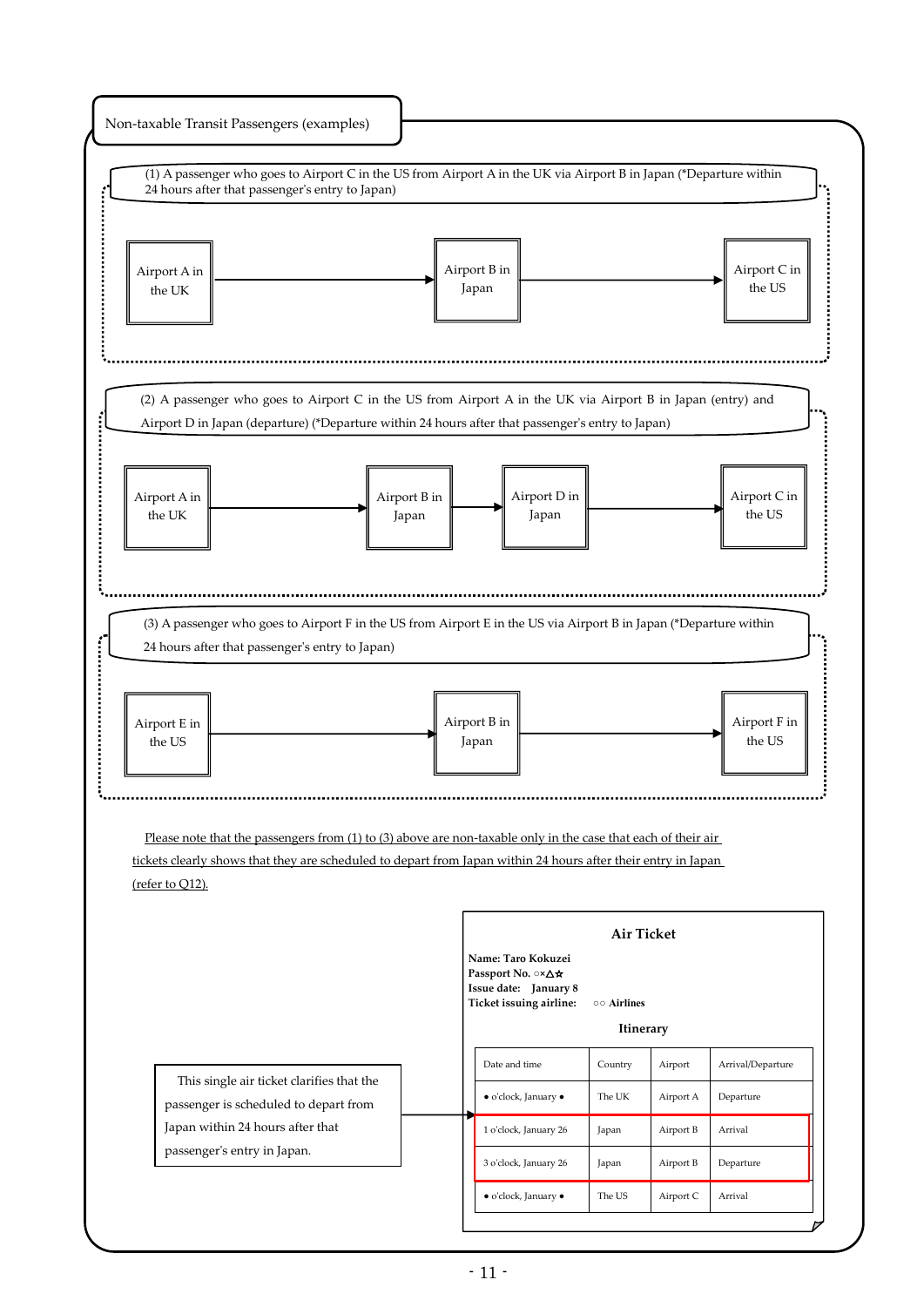## Non-taxable Transit Passengers (examples)

(1) A passenger who goes to Airport C in the US from Airport A in the UK via Airport B in Japan (*Departure within 24 hours after that passenger's entry to Japan)

Airport A in the UK → Airport B in Japan → Airport C in the US

(2) A passenger who goes to Airport C in the US from Airport A in the UK via Airport B in Japan (entry) and Airport D in Japan (departure) (*Departure within 24 hours after that passenger's entry to Japan)

Airport A in the UK → Airport B in Japan → Airport D in Japan → Airport C in the US

(3) A passenger who goes to Airport F in the US from Airport E in the US via Airport B in Japan (*Departure within 24 hours after that passenger's entry to Japan)

Airport E in the US → Airport B in Japan → Airport F in the US

Please note that the passengers from (1) to (3) above are non-taxable only in the case that each of their air tickets clearly shows that they are scheduled to depart from Japan within 24 hours after their entry in Japan (refer to Q12).

This single air ticket clarifies that the passenger is scheduled to depart from Japan within 24 hours after that passenger's entry in Japan.

**Air Ticket**

**Name: Taro Kokuzei**
**Passport No. ○×△☆**
**Issue date: January 8**
**Ticket issuing airline: ○○ Airlines**

**Itinerary**

| Date and time | Country | Airport | Arrival/Departure |
|---|---|---|---|
| ● o'clock, January ● | The UK | Airport A | Departure |
| 1 o'clock, January 26 | Japan | Airport B | Arrival |
| 3 o'clock, January 26 | Japan | Airport B | Departure |
| ● o'clock, January ● | The US | Airport C | Arrival |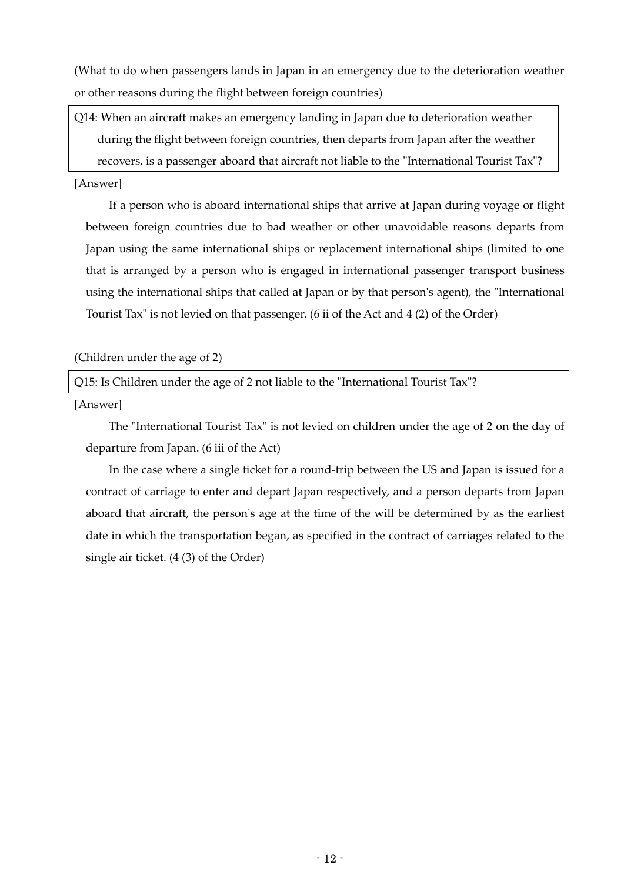(What to do when passengers lands in Japan in an emergency due to the deterioration weather or other reasons during the flight between foreign countries)

Q14: When an aircraft makes an emergency landing in Japan due to deterioration weather during the flight between foreign countries, then departs from Japan after the weather recovers, is a passenger aboard that aircraft not liable to the "International Tourist Tax"?

[Answer]

If a person who is aboard international ships that arrive at Japan during voyage or flight between foreign countries due to bad weather or other unavoidable reasons departs from Japan using the same international ships or replacement international ships (limited to one that is arranged by a person who is engaged in international passenger transport business using the international ships that called at Japan or by that person's agent), the "International Tourist Tax" is not levied on that passenger. (6 ii of the Act and 4 (2) of the Order)

(Children under the age of 2)

Q15: Is Children under the age of 2 not liable to the "International Tourist Tax"?

[Answer]

The "International Tourist Tax" is not levied on children under the age of 2 on the day of departure from Japan. (6 iii of the Act)

In the case where a single ticket for a round-trip between the US and Japan is issued for a contract of carriage to enter and depart Japan respectively, and a person departs from Japan aboard that aircraft, the person's age at the time of the will be determined by as the earliest date in which the transportation began, as specified in the contract of carriages related to the single air ticket. (4 (3) of the Order)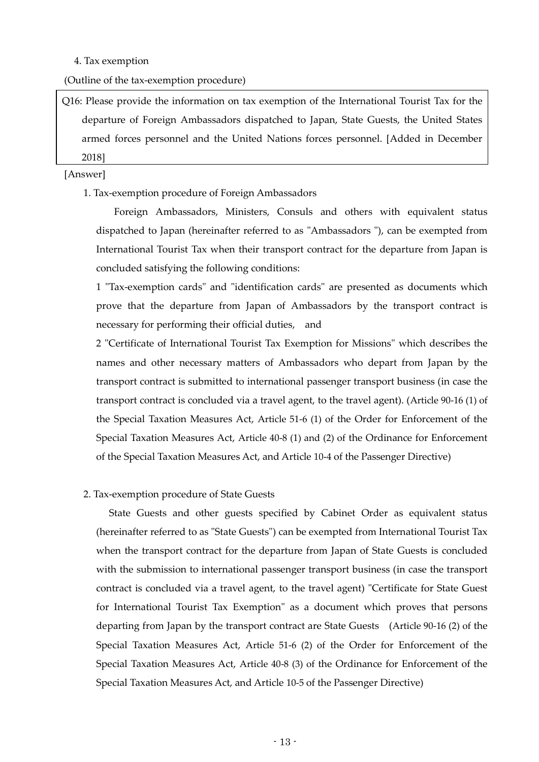4. Tax exemption

(Outline of the tax-exemption procedure)

> Q16: Please provide the information on tax exemption of the International Tourist Tax for the departure of Foreign Ambassadors dispatched to Japan, State Guests, the United States armed forces personnel and the United Nations forces personnel. [Added in December 2018]

[Answer]

1. Tax-exemption procedure of Foreign Ambassadors

Foreign Ambassadors, Ministers, Consuls and others with equivalent status dispatched to Japan (hereinafter referred to as "Ambassadors "), can be exempted from International Tourist Tax when their transport contract for the departure from Japan is concluded satisfying the following conditions:

1 "Tax-exemption cards" and "identification cards" are presented as documents which prove that the departure from Japan of Ambassadors by the transport contract is necessary for performing their official duties, and

2 "Certificate of International Tourist Tax Exemption for Missions" which describes the names and other necessary matters of Ambassadors who depart from Japan by the transport contract is submitted to international passenger transport business (in case the transport contract is concluded via a travel agent, to the travel agent). (Article 90-16 (1) of the Special Taxation Measures Act, Article 51-6 (1) of the Order for Enforcement of the Special Taxation Measures Act, Article 40-8 (1) and (2) of the Ordinance for Enforcement of the Special Taxation Measures Act, and Article 10-4 of the Passenger Directive)

2. Tax-exemption procedure of State Guests

State Guests and other guests specified by Cabinet Order as equivalent status (hereinafter referred to as "State Guests") can be exempted from International Tourist Tax when the transport contract for the departure from Japan of State Guests is concluded with the submission to international passenger transport business (in case the transport contract is concluded via a travel agent, to the travel agent) "Certificate for State Guest for International Tourist Tax Exemption" as a document which proves that persons departing from Japan by the transport contract are State Guests (Article 90-16 (2) of the Special Taxation Measures Act, Article 51-6 (2) of the Order for Enforcement of the Special Taxation Measures Act, Article 40-8 (3) of the Ordinance for Enforcement of the Special Taxation Measures Act, and Article 10-5 of the Passenger Directive)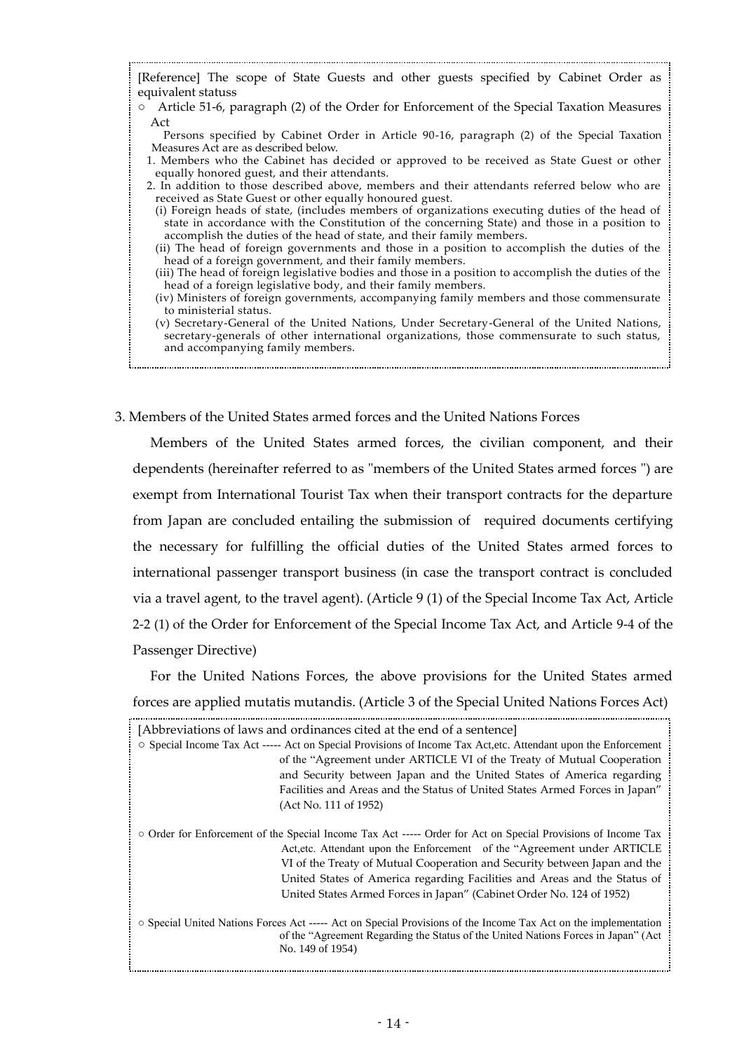[Reference] The scope of State Guests and other guests specified by Cabinet Order as equivalent statuss

○ Article 51-6, paragraph (2) of the Order for Enforcement of the Special Taxation Measures Act

Persons specified by Cabinet Order in Article 90-16, paragraph (2) of the Special Taxation Measures Act are as described below.

1. Members who the Cabinet has decided or approved to be received as State Guest or other equally honored guest, and their attendants.
2. In addition to those described above, members and their attendants referred below who are received as State Guest or other equally honoured guest.
   (i) Foreign heads of state, (includes members of organizations executing duties of the head of state in accordance with the Constitution of the concerning State) and those in a position to accomplish the duties of the head of state, and their family members.
   (ii) The head of foreign governments and those in a position to accomplish the duties of the head of a foreign government, and their family members.
   (iii) The head of foreign legislative bodies and those in a position to accomplish the duties of the head of a foreign legislative body, and their family members.
   (iv) Ministers of foreign governments, accompanying family members and those commensurate to ministerial status.
   (v) Secretary-General of the United Nations, Under Secretary-General of the United Nations, secretary-generals of other international organizations, those commensurate to such status, and accompanying family members.

3. Members of the United States armed forces and the United Nations Forces

Members of the United States armed forces, the civilian component, and their dependents (hereinafter referred to as "members of the United States armed forces ") are exempt from International Tourist Tax when their transport contracts for the departure from Japan are concluded entailing the submission of required documents certifying the necessary for fulfilling the official duties of the United States armed forces to international passenger transport business (in case the transport contract is concluded via a travel agent, to the travel agent). (Article 9 (1) of the Special Income Tax Act, Article 2-2 (1) of the Order for Enforcement of the Special Income Tax Act, and Article 9-4 of the Passenger Directive)

For the United Nations Forces, the above provisions for the United States armed forces are applied mutatis mutandis. (Article 3 of the Special United Nations Forces Act)

[Abbreviations of laws and ordinances cited at the end of a sentence]

○ Special Income Tax Act ----- Act on Special Provisions of Income Tax Act,etc. Attendant upon the Enforcement of the "Agreement under ARTICLE VI of the Treaty of Mutual Cooperation and Security between Japan and the United States of America regarding Facilities and Areas and the Status of United States Armed Forces in Japan" (Act No. 111 of 1952)

○ Order for Enforcement of the Special Income Tax Act ----- Order for Act on Special Provisions of Income Tax Act,etc. Attendant upon the Enforcement of the "Agreement under ARTICLE VI of the Treaty of Mutual Cooperation and Security between Japan and the United States of America regarding Facilities and Areas and the Status of United States Armed Forces in Japan" (Cabinet Order No. 124 of 1952)

○ Special United Nations Forces Act ----- Act on Special Provisions of the Income Tax Act on the implementation of the "Agreement Regarding the Status of the United Nations Forces in Japan" (Act No. 149 of 1954)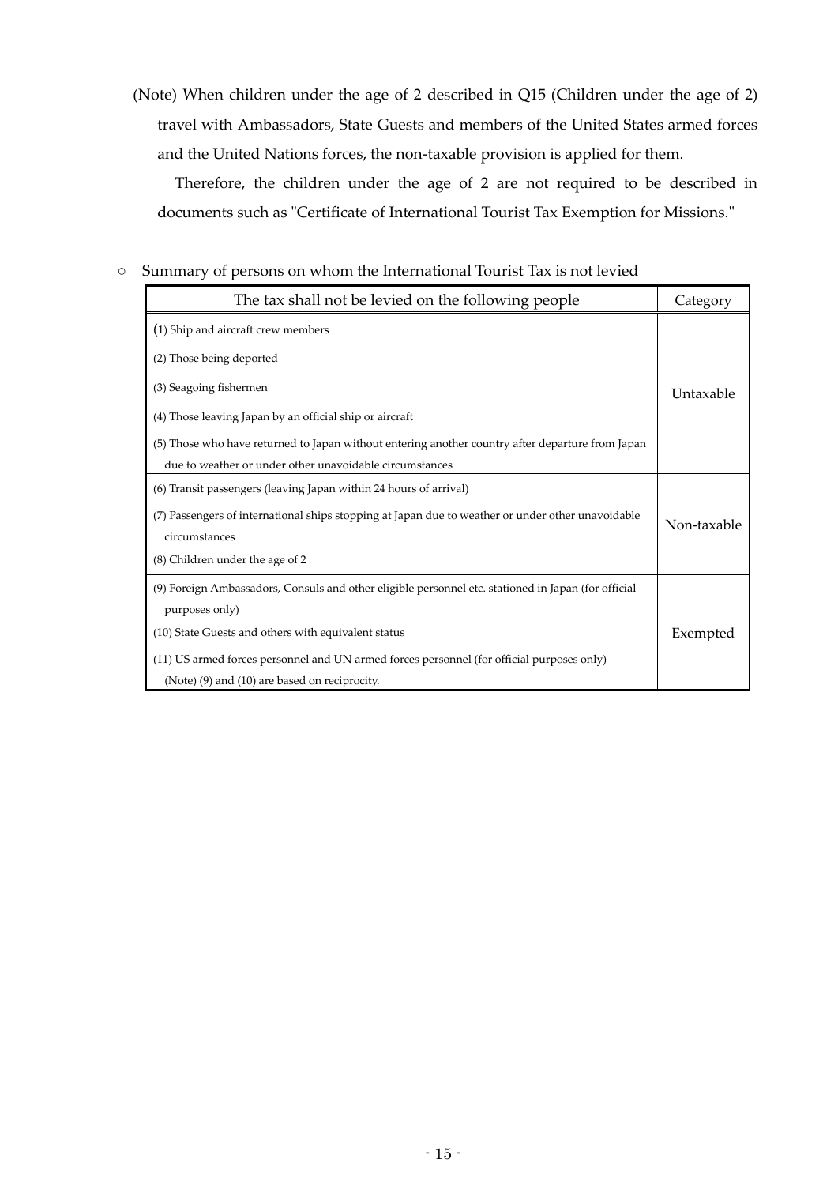(Note) When children under the age of 2 described in Q15 (Children under the age of 2) travel with Ambassadors, State Guests and members of the United States armed forces and the United Nations forces, the non-taxable provision is applied for them.

Therefore, the children under the age of 2 are not required to be described in documents such as "Certificate of International Tourist Tax Exemption for Missions."

○ Summary of persons on whom the International Tourist Tax is not levied

| The tax shall not be levied on the following people | Category |
|---|---|
| (1) Ship and aircraft crew members<br>(2) Those being deported<br>(3) Seagoing fishermen<br>(4) Those leaving Japan by an official ship or aircraft<br>(5) Those who have returned to Japan without entering another country after departure from Japan due to weather or under other unavoidable circumstances | Untaxable |
| (6) Transit passengers (leaving Japan within 24 hours of arrival)<br>(7) Passengers of international ships stopping at Japan due to weather or under other unavoidable circumstances<br>(8) Children under the age of 2 | Non-taxable |
| (9) Foreign Ambassadors, Consuls and other eligible personnel etc. stationed in Japan (for official purposes only)<br>(10) State Guests and others with equivalent status<br>(11) US armed forces personnel and UN armed forces personnel (for official purposes only)<br>(Note) (9) and (10) are based on reciprocity. | Exempted |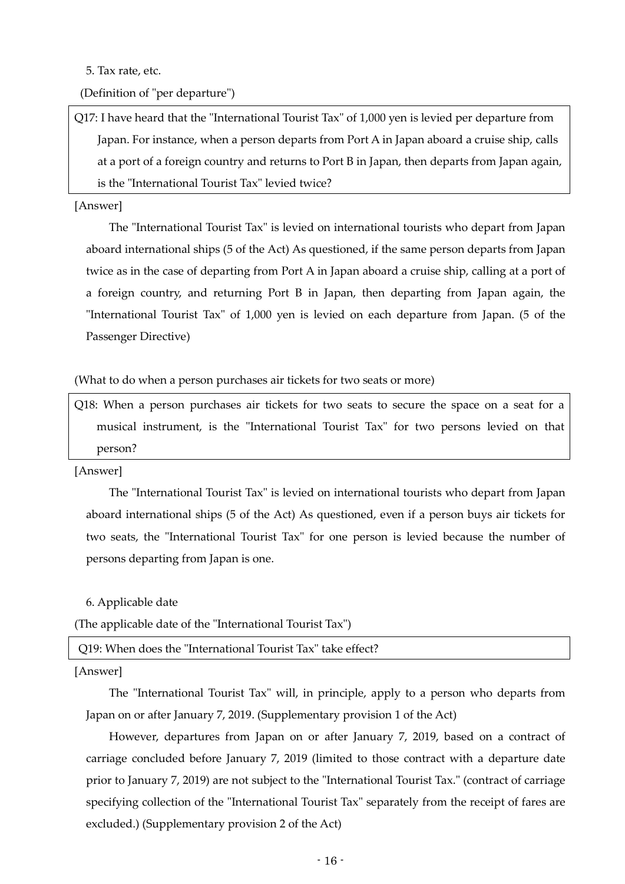5. Tax rate, etc.

(Definition of "per departure")

> Q17: I have heard that the "International Tourist Tax" of 1,000 yen is levied per departure from Japan. For instance, when a person departs from Port A in Japan aboard a cruise ship, calls at a port of a foreign country and returns to Port B in Japan, then departs from Japan again, is the "International Tourist Tax" levied twice?

[Answer]

The "International Tourist Tax" is levied on international tourists who depart from Japan aboard international ships (5 of the Act) As questioned, if the same person departs from Japan twice as in the case of departing from Port A in Japan aboard a cruise ship, calling at a port of a foreign country, and returning Port B in Japan, then departing from Japan again, the "International Tourist Tax" of 1,000 yen is levied on each departure from Japan. (5 of the Passenger Directive)

(What to do when a person purchases air tickets for two seats or more)

> Q18: When a person purchases air tickets for two seats to secure the space on a seat for a musical instrument, is the "International Tourist Tax" for two persons levied on that person?

[Answer]

The "International Tourist Tax" is levied on international tourists who depart from Japan aboard international ships (5 of the Act) As questioned, even if a person buys air tickets for two seats, the "International Tourist Tax" for one person is levied because the number of persons departing from Japan is one.

6. Applicable date

(The applicable date of the "International Tourist Tax")

> Q19: When does the "International Tourist Tax" take effect?

[Answer]

The "International Tourist Tax" will, in principle, apply to a person who departs from Japan on or after January 7, 2019. (Supplementary provision 1 of the Act)

However, departures from Japan on or after January 7, 2019, based on a contract of carriage concluded before January 7, 2019 (limited to those contract with a departure date prior to January 7, 2019) are not subject to the "International Tourist Tax." (contract of carriage specifying collection of the "International Tourist Tax" separately from the receipt of fares are excluded.) (Supplementary provision 2 of the Act)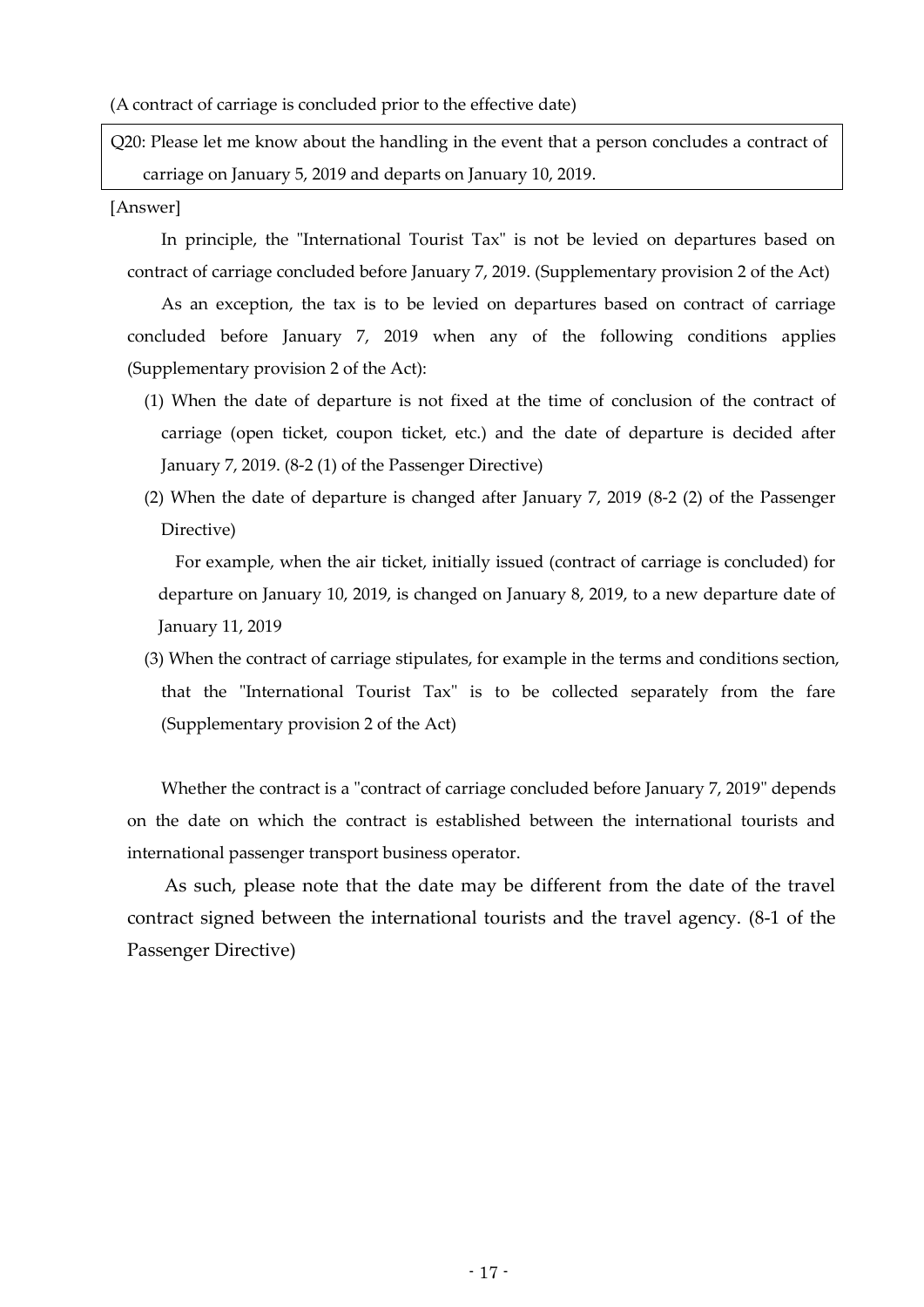(A contract of carriage is concluded prior to the effective date)

**Q20: Please let me know about the handling in the event that a person concludes a contract of carriage on January 5, 2019 and departs on January 10, 2019.**

[Answer]

In principle, the "International Tourist Tax" is not be levied on departures based on contract of carriage concluded before January 7, 2019. (Supplementary provision 2 of the Act)

As an exception, the tax is to be levied on departures based on contract of carriage concluded before January 7, 2019 when any of the following conditions applies (Supplementary provision 2 of the Act):

(1) When the date of departure is not fixed at the time of conclusion of the contract of carriage (open ticket, coupon ticket, etc.) and the date of departure is decided after January 7, 2019. (8-2 (1) of the Passenger Directive)

(2) When the date of departure is changed after January 7, 2019 (8-2 (2) of the Passenger Directive)

For example, when the air ticket, initially issued (contract of carriage is concluded) for departure on January 10, 2019, is changed on January 8, 2019, to a new departure date of January 11, 2019

(3) When the contract of carriage stipulates, for example in the terms and conditions section, that the "International Tourist Tax" is to be collected separately from the fare (Supplementary provision 2 of the Act)

Whether the contract is a "contract of carriage concluded before January 7, 2019" depends on the date on which the contract is established between the international tourists and international passenger transport business operator.

As such, please note that the date may be different from the date of the travel contract signed between the international tourists and the travel agency. (8-1 of the Passenger Directive)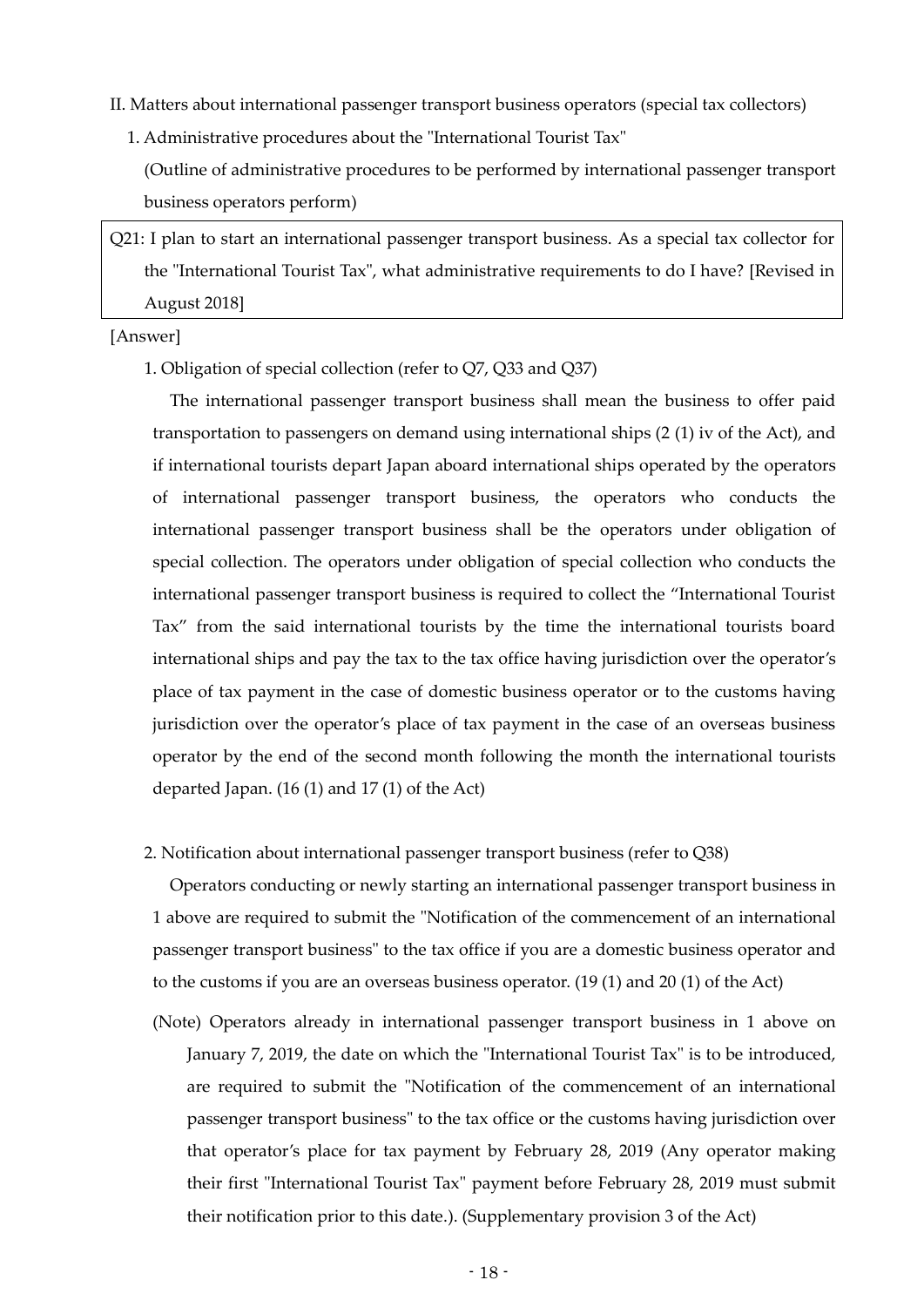II. Matters about international passenger transport business operators (special tax collectors)

1. Administrative procedures about the "International Tourist Tax"

(Outline of administrative procedures to be performed by international passenger transport business operators perform)

Q21: I plan to start an international passenger transport business. As a special tax collector for the "International Tourist Tax", what administrative requirements to do I have? [Revised in August 2018]

[Answer]

1. Obligation of special collection (refer to Q7, Q33 and Q37)

The international passenger transport business shall mean the business to offer paid transportation to passengers on demand using international ships (2 (1) iv of the Act), and if international tourists depart Japan aboard international ships operated by the operators of international passenger transport business, the operators who conducts the international passenger transport business shall be the operators under obligation of special collection. The operators under obligation of special collection who conducts the international passenger transport business is required to collect the "International Tourist Tax" from the said international tourists by the time the international tourists board international ships and pay the tax to the tax office having jurisdiction over the operator's place of tax payment in the case of domestic business operator or to the customs having jurisdiction over the operator's place of tax payment in the case of an overseas business operator by the end of the second month following the month the international tourists departed Japan. (16 (1) and 17 (1) of the Act)

2. Notification about international passenger transport business (refer to Q38)

Operators conducting or newly starting an international passenger transport business in 1 above are required to submit the "Notification of the commencement of an international passenger transport business" to the tax office if you are a domestic business operator and to the customs if you are an overseas business operator. (19 (1) and 20 (1) of the Act)

(Note) Operators already in international passenger transport business in 1 above on January 7, 2019, the date on which the "International Tourist Tax" is to be introduced, are required to submit the "Notification of the commencement of an international passenger transport business" to the tax office or the customs having jurisdiction over that operator's place for tax payment by February 28, 2019 (Any operator making their first "International Tourist Tax" payment before February 28, 2019 must submit their notification prior to this date.). (Supplementary provision 3 of the Act)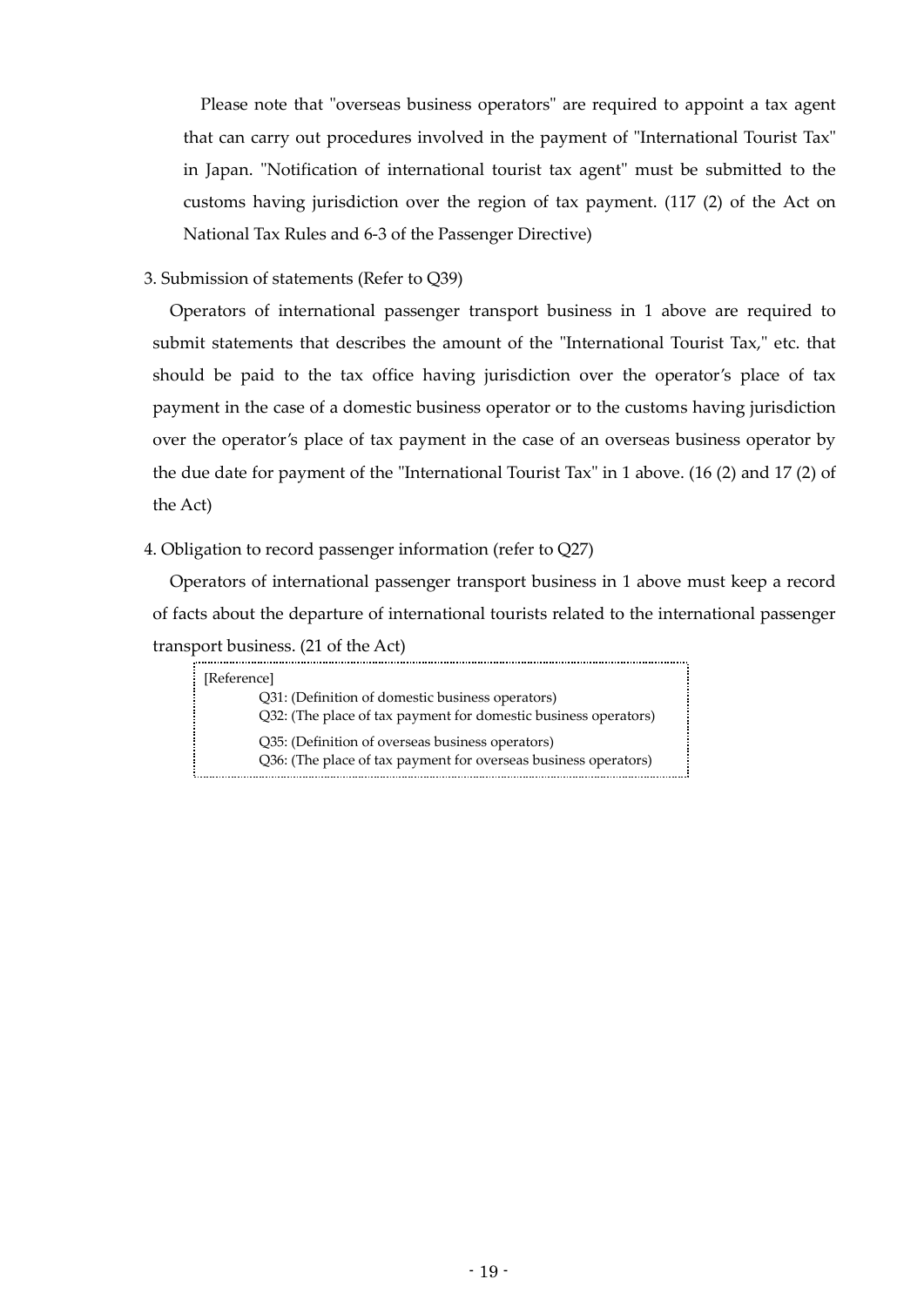Please note that "overseas business operators" are required to appoint a tax agent that can carry out procedures involved in the payment of "International Tourist Tax" in Japan. "Notification of international tourist tax agent" must be submitted to the customs having jurisdiction over the region of tax payment. (117 (2) of the Act on National Tax Rules and 6-3 of the Passenger Directive)

3. Submission of statements (Refer to Q39)

Operators of international passenger transport business in 1 above are required to submit statements that describes the amount of the "International Tourist Tax," etc. that should be paid to the tax office having jurisdiction over the operator's place of tax payment in the case of a domestic business operator or to the customs having jurisdiction over the operator's place of tax payment in the case of an overseas business operator by the due date for payment of the "International Tourist Tax" in 1 above. (16 (2) and 17 (2) of the Act)

4. Obligation to record passenger information (refer to Q27)

Operators of international passenger transport business in 1 above must keep a record of facts about the departure of international tourists related to the international passenger transport business. (21 of the Act)

[Reference]

Q31: (Definition of domestic business operators)
Q32: (The place of tax payment for domestic business operators)

Q35: (Definition of overseas business operators)
Q36: (The place of tax payment for overseas business operators)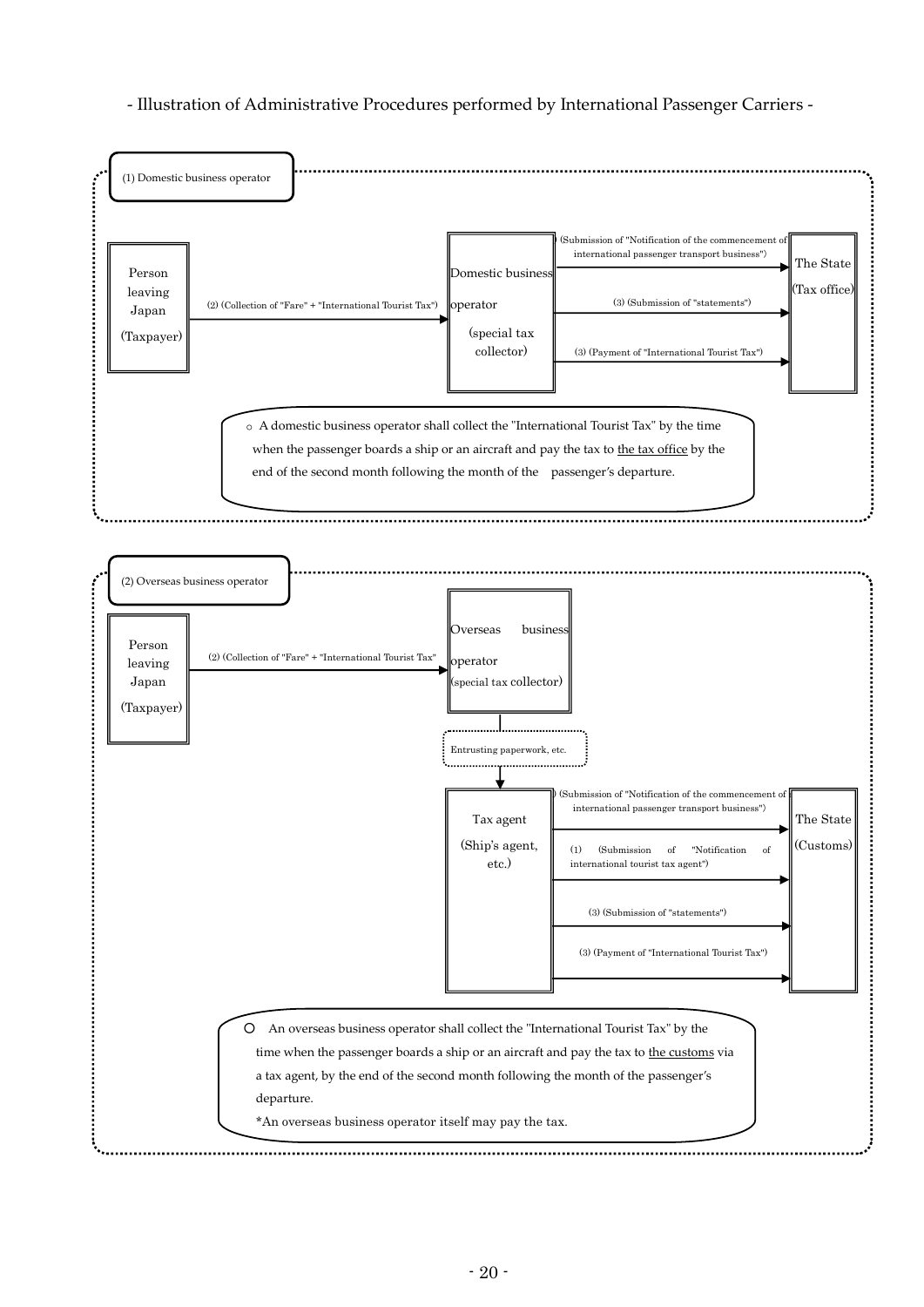- Illustration of Administrative Procedures performed by International Passenger Carriers -

## (1) Domestic business operator

Person leaving Japan (Taxpayer)

(2) (Collection of "Fare" + "International Tourist Tax")

Domestic business operator (special tax collector)

(1) (Submission of "Notification of the commencement of international passenger transport business")

(3) (Submission of "statements")

(3) (Payment of "International Tourist Tax")

The State (Tax office)

- A domestic business operator shall collect the "International Tourist Tax" by the time when the passenger boards a ship or an aircraft and pay the tax to the tax office by the end of the second month following the month of the passenger's departure.

## (2) Overseas business operator

Person leaving Japan (Taxpayer)

(2) (Collection of "Fare" + "International Tourist Tax")

Overseas business operator (special tax collector)

Entrusting paperwork, etc.

Tax agent (Ship's agent, etc.)

(1) (Submission of "Notification of the commencement of international passenger transport business")

(1) (Submission of "Notification of international tourist tax agent")

(3) (Submission of "statements")

(3) (Payment of "International Tourist Tax")

The State (Customs)

- An overseas business operator shall collect the "International Tourist Tax" by the time when the passenger boards a ship or an aircraft and pay the tax to the customs via a tax agent, by the end of the second month following the month of the passenger's departure.

  *An overseas business operator itself may pay the tax.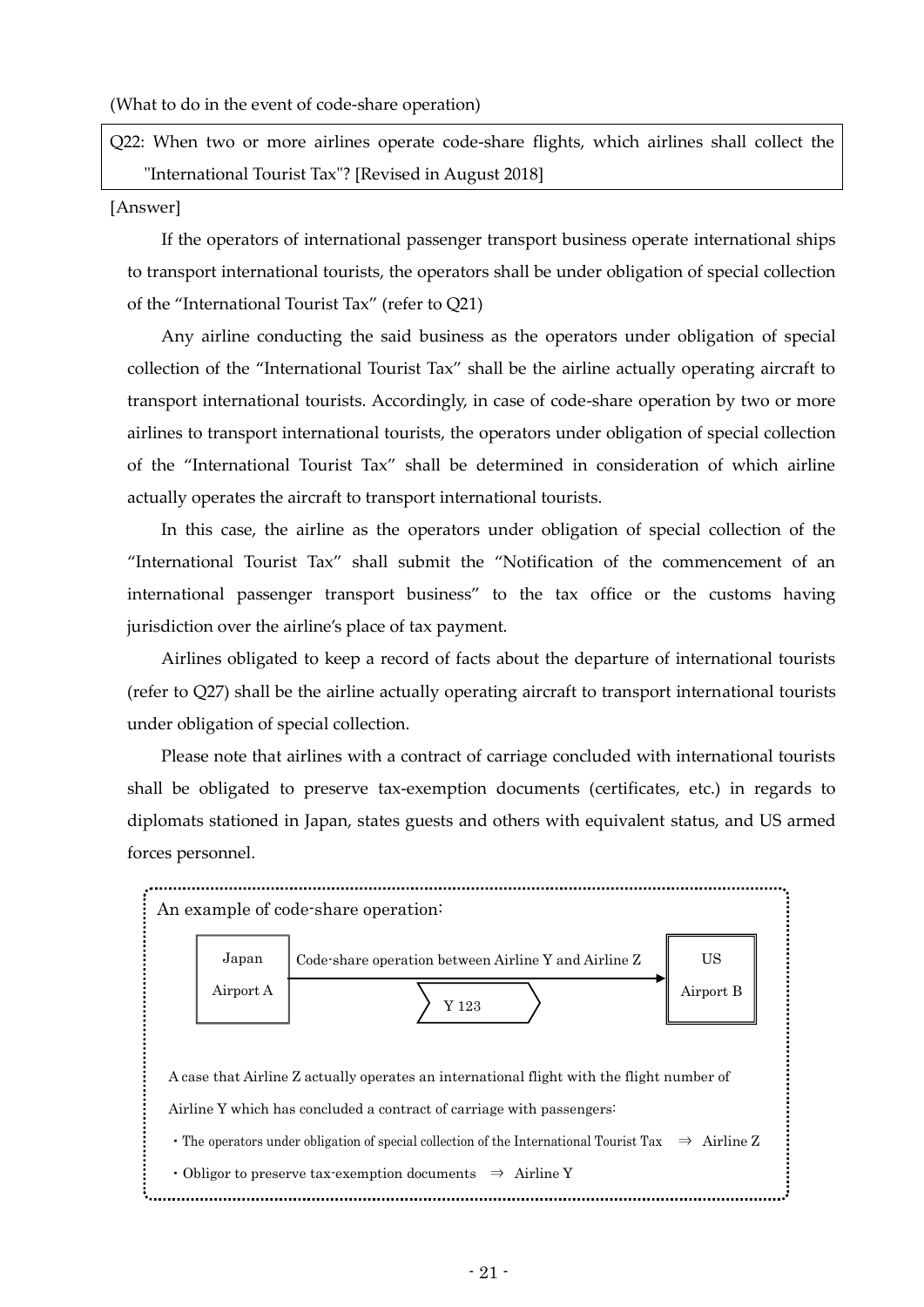(What to do in the event of code-share operation)

**Q22: When two or more airlines operate code-share flights, which airlines shall collect the "International Tourist Tax"? [Revised in August 2018]**

[Answer]

If the operators of international passenger transport business operate international ships to transport international tourists, the operators shall be under obligation of special collection of the "International Tourist Tax" (refer to Q21)

Any airline conducting the said business as the operators under obligation of special collection of the "International Tourist Tax" shall be the airline actually operating aircraft to transport international tourists. Accordingly, in case of code-share operation by two or more airlines to transport international tourists, the operators under obligation of special collection of the "International Tourist Tax" shall be determined in consideration of which airline actually operates the aircraft to transport international tourists.

In this case, the airline as the operators under obligation of special collection of the "International Tourist Tax" shall submit the "Notification of the commencement of an international passenger transport business" to the tax office or the customs having jurisdiction over the airline's place of tax payment.

Airlines obligated to keep a record of facts about the departure of international tourists (refer to Q27) shall be the airline actually operating aircraft to transport international tourists under obligation of special collection.

Please note that airlines with a contract of carriage concluded with international tourists shall be obligated to preserve tax-exemption documents (certificates, etc.) in regards to diplomats stationed in Japan, states guests and others with equivalent status, and US armed forces personnel.

An example of code-share operation:

Japan Airport A → (Code-share operation between Airline Y and Airline Z; Y 123) → US Airport B

A case that Airline Z actually operates an international flight with the flight number of Airline Y which has concluded a contract of carriage with passengers:

- The operators under obligation of special collection of the International Tourist Tax ⇒ Airline Z
- Obligor to preserve tax-exemption documents ⇒ Airline Y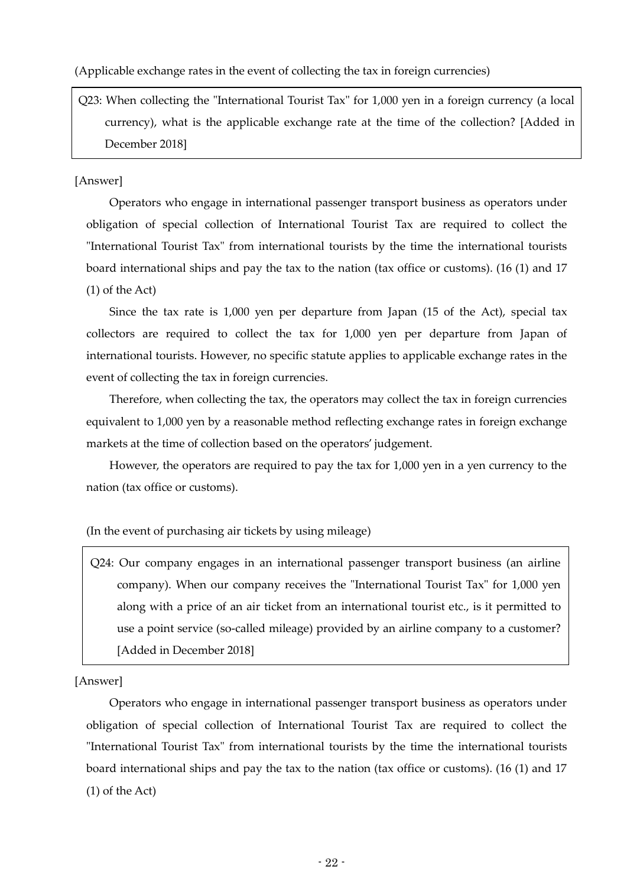(Applicable exchange rates in the event of collecting the tax in foreign currencies)

> Q23: When collecting the "International Tourist Tax" for 1,000 yen in a foreign currency (a local currency), what is the applicable exchange rate at the time of the collection? [Added in December 2018]

[Answer]

Operators who engage in international passenger transport business as operators under obligation of special collection of International Tourist Tax are required to collect the "International Tourist Tax" from international tourists by the time the international tourists board international ships and pay the tax to the nation (tax office or customs). (16 (1) and 17 (1) of the Act)

Since the tax rate is 1,000 yen per departure from Japan (15 of the Act), special tax collectors are required to collect the tax for 1,000 yen per departure from Japan of international tourists. However, no specific statute applies to applicable exchange rates in the event of collecting the tax in foreign currencies.

Therefore, when collecting the tax, the operators may collect the tax in foreign currencies equivalent to 1,000 yen by a reasonable method reflecting exchange rates in foreign exchange markets at the time of collection based on the operators' judgement.

However, the operators are required to pay the tax for 1,000 yen in a yen currency to the nation (tax office or customs).

(In the event of purchasing air tickets by using mileage)

> Q24: Our company engages in an international passenger transport business (an airline company). When our company receives the "International Tourist Tax" for 1,000 yen along with a price of an air ticket from an international tourist etc., is it permitted to use a point service (so-called mileage) provided by an airline company to a customer? [Added in December 2018]

[Answer]

Operators who engage in international passenger transport business as operators under obligation of special collection of International Tourist Tax are required to collect the "International Tourist Tax" from international tourists by the time the international tourists board international ships and pay the tax to the nation (tax office or customs). (16 (1) and 17 (1) of the Act)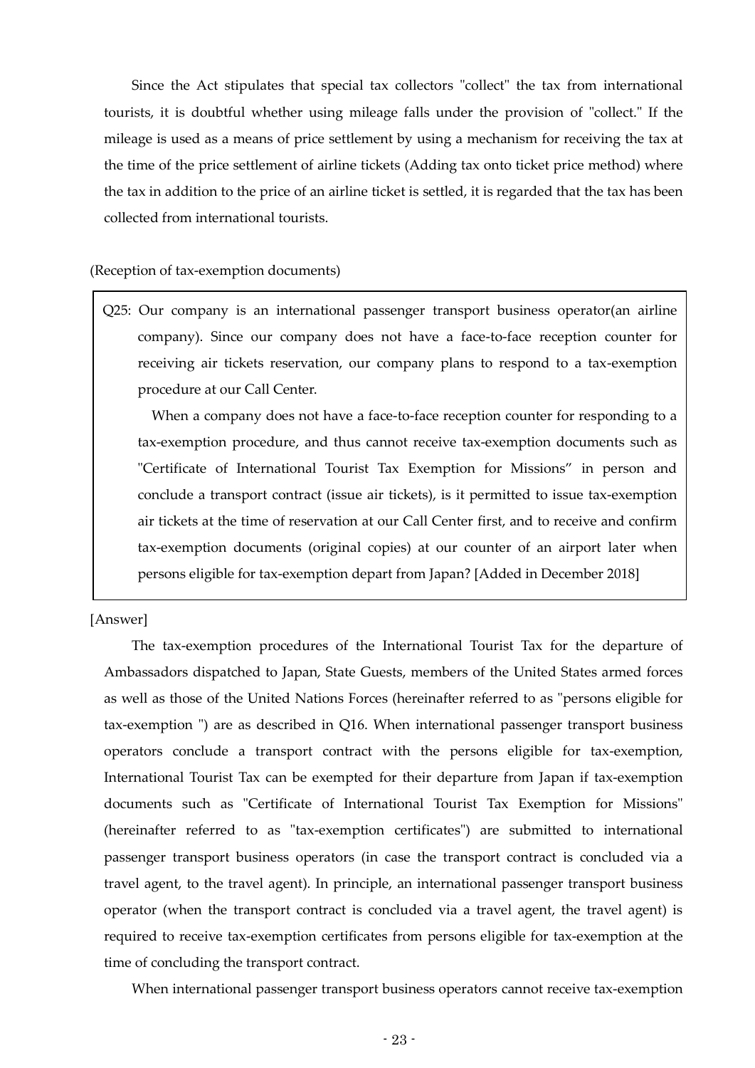Since the Act stipulates that special tax collectors "collect" the tax from international tourists, it is doubtful whether using mileage falls under the provision of "collect." If the mileage is used as a means of price settlement by using a mechanism for receiving the tax at the time of the price settlement of airline tickets (Adding tax onto ticket price method) where the tax in addition to the price of an airline ticket is settled, it is regarded that the tax has been collected from international tourists.

(Reception of tax-exemption documents)

> Q25: Our company is an international passenger transport business operator(an airline company). Since our company does not have a face-to-face reception counter for receiving air tickets reservation, our company plans to respond to a tax-exemption procedure at our Call Center.
>
> When a company does not have a face-to-face reception counter for responding to a tax-exemption procedure, and thus cannot receive tax-exemption documents such as "Certificate of International Tourist Tax Exemption for Missions" in person and conclude a transport contract (issue air tickets), is it permitted to issue tax-exemption air tickets at the time of reservation at our Call Center first, and to receive and confirm tax-exemption documents (original copies) at our counter of an airport later when persons eligible for tax-exemption depart from Japan? [Added in December 2018]

[Answer]

The tax-exemption procedures of the International Tourist Tax for the departure of Ambassadors dispatched to Japan, State Guests, members of the United States armed forces as well as those of the United Nations Forces (hereinafter referred to as "persons eligible for tax-exemption ") are as described in Q16. When international passenger transport business operators conclude a transport contract with the persons eligible for tax-exemption, International Tourist Tax can be exempted for their departure from Japan if tax-exemption documents such as "Certificate of International Tourist Tax Exemption for Missions" (hereinafter referred to as "tax-exemption certificates") are submitted to international passenger transport business operators (in case the transport contract is concluded via a travel agent, to the travel agent). In principle, an international passenger transport business operator (when the transport contract is concluded via a travel agent, the travel agent) is required to receive tax-exemption certificates from persons eligible for tax-exemption at the time of concluding the transport contract.

When international passenger transport business operators cannot receive tax-exemption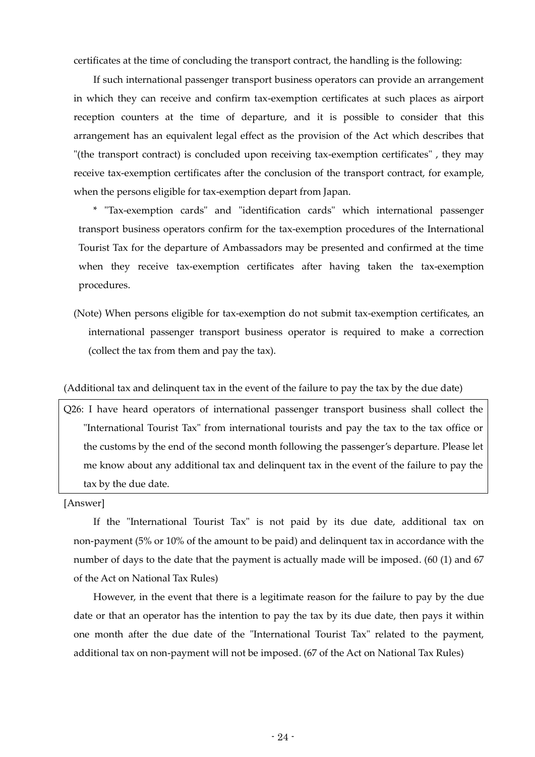certificates at the time of concluding the transport contract, the handling is the following:

If such international passenger transport business operators can provide an arrangement in which they can receive and confirm tax-exemption certificates at such places as airport reception counters at the time of departure, and it is possible to consider that this arrangement has an equivalent legal effect as the provision of the Act which describes that "(the transport contract) is concluded upon receiving tax-exemption certificates" , they may receive tax-exemption certificates after the conclusion of the transport contract, for example, when the persons eligible for tax-exemption depart from Japan.

\* "Tax-exemption cards" and "identification cards" which international passenger transport business operators confirm for the tax-exemption procedures of the International Tourist Tax for the departure of Ambassadors may be presented and confirmed at the time when they receive tax-exemption certificates after having taken the tax-exemption procedures.

(Note) When persons eligible for tax-exemption do not submit tax-exemption certificates, an international passenger transport business operator is required to make a correction (collect the tax from them and pay the tax).

(Additional tax and delinquent tax in the event of the failure to pay the tax by the due date)

Q26: I have heard operators of international passenger transport business shall collect the "International Tourist Tax" from international tourists and pay the tax to the tax office or the customs by the end of the second month following the passenger's departure. Please let me know about any additional tax and delinquent tax in the event of the failure to pay the tax by the due date.

[Answer]

If the "International Tourist Tax" is not paid by its due date, additional tax on non-payment (5% or 10% of the amount to be paid) and delinquent tax in accordance with the number of days to the date that the payment is actually made will be imposed. (60 (1) and 67 of the Act on National Tax Rules)

However, in the event that there is a legitimate reason for the failure to pay by the due date or that an operator has the intention to pay the tax by its due date, then pays it within one month after the due date of the "International Tourist Tax" related to the payment, additional tax on non-payment will not be imposed. (67 of the Act on National Tax Rules)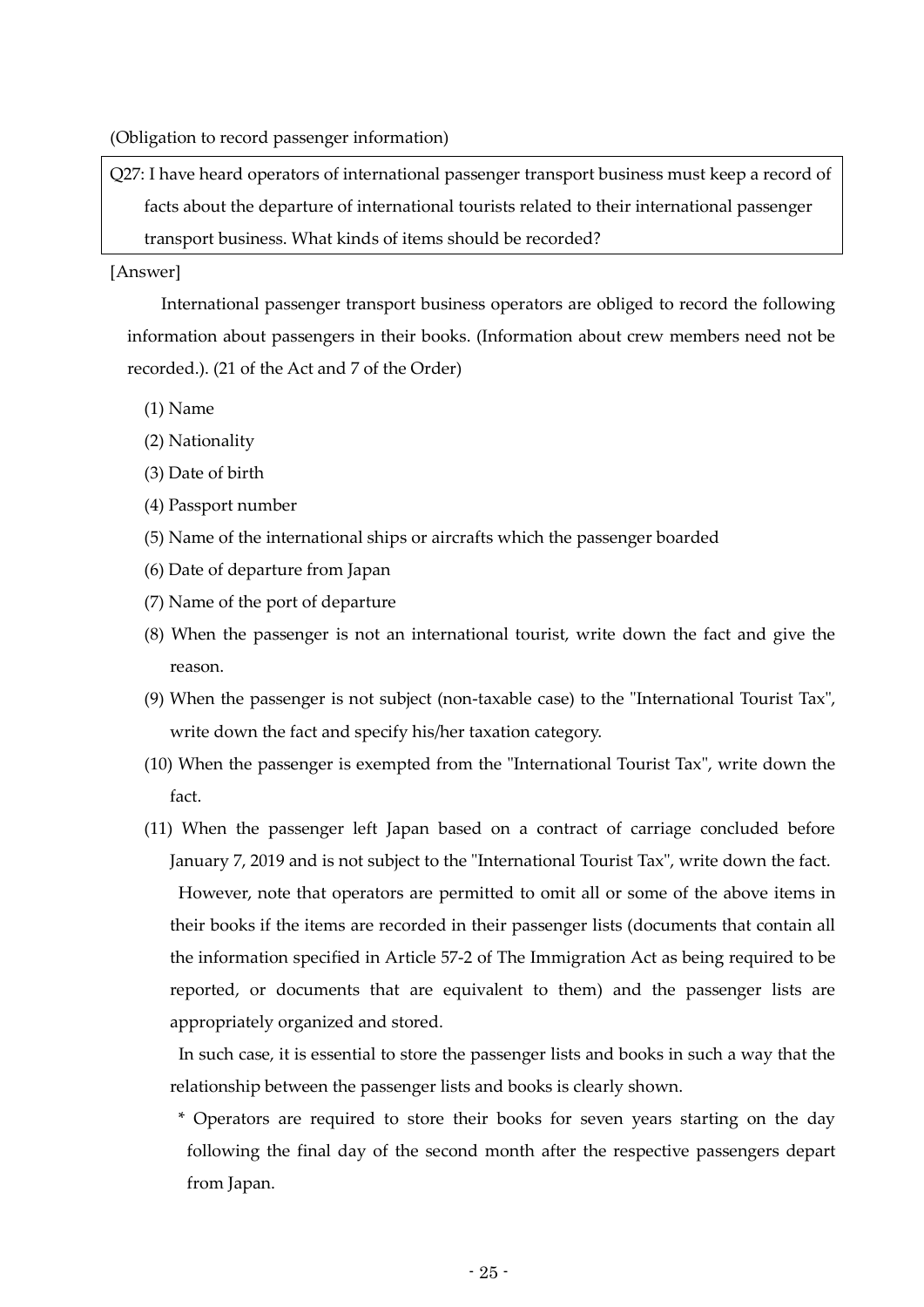(Obligation to record passenger information)

**Q27: I have heard operators of international passenger transport business must keep a record of facts about the departure of international tourists related to their international passenger transport business. What kinds of items should be recorded?**

[Answer]

International passenger transport business operators are obliged to record the following information about passengers in their books. (Information about crew members need not be recorded.). (21 of the Act and 7 of the Order)

(1) Name

(2) Nationality

(3) Date of birth

(4) Passport number

(5) Name of the international ships or aircrafts which the passenger boarded

(6) Date of departure from Japan

(7) Name of the port of departure

(8) When the passenger is not an international tourist, write down the fact and give the reason.

(9) When the passenger is not subject (non-taxable case) to the "International Tourist Tax", write down the fact and specify his/her taxation category.

(10) When the passenger is exempted from the "International Tourist Tax", write down the fact.

(11) When the passenger left Japan based on a contract of carriage concluded before January 7, 2019 and is not subject to the "International Tourist Tax", write down the fact.

However, note that operators are permitted to omit all or some of the above items in their books if the items are recorded in their passenger lists (documents that contain all the information specified in Article 57-2 of The Immigration Act as being required to be reported, or documents that are equivalent to them) and the passenger lists are appropriately organized and stored.

In such case, it is essential to store the passenger lists and books in such a way that the relationship between the passenger lists and books is clearly shown.

\* Operators are required to store their books for seven years starting on the day following the final day of the second month after the respective passengers depart from Japan.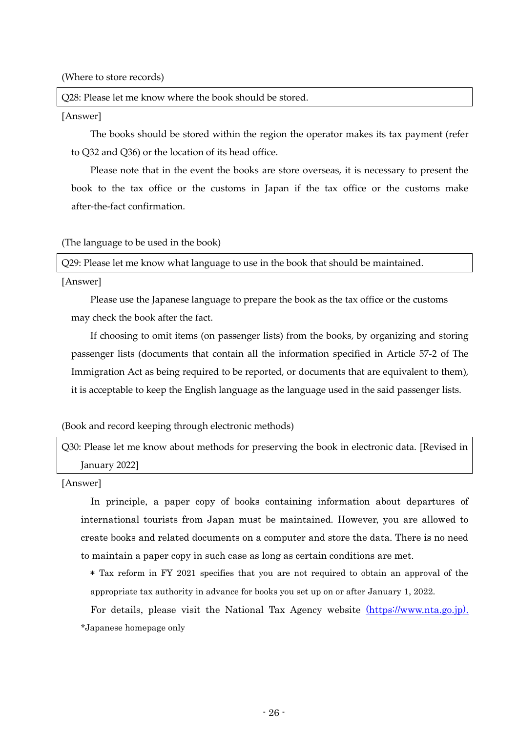(Where to store records)

**Q28: Please let me know where the book should be stored.**

[Answer]

The books should be stored within the region the operator makes its tax payment (refer to Q32 and Q36) or the location of its head office.

Please note that in the event the books are store overseas, it is necessary to present the book to the tax office or the customs in Japan if the tax office or the customs make after-the-fact confirmation.

(The language to be used in the book)

**Q29: Please let me know what language to use in the book that should be maintained.**

[Answer]

Please use the Japanese language to prepare the book as the tax office or the customs may check the book after the fact.

If choosing to omit items (on passenger lists) from the books, by organizing and storing passenger lists (documents that contain all the information specified in Article 57-2 of The Immigration Act as being required to be reported, or documents that are equivalent to them), it is acceptable to keep the English language as the language used in the said passenger lists.

(Book and record keeping through electronic methods)

**Q30: Please let me know about methods for preserving the book in electronic data. [Revised in January 2022]**

[Answer]

In principle, a paper copy of books containing information about departures of international tourists from Japan must be maintained. However, you are allowed to create books and related documents on a computer and store the data. There is no need to maintain a paper copy in such case as long as certain conditions are met.

\* Tax reform in FY 2021 specifies that you are not required to obtain an approval of the appropriate tax authority in advance for books you set up on or after January 1, 2022.

For details, please visit the National Tax Agency website (https://www.nta.go.jp).

*Japanese homepage only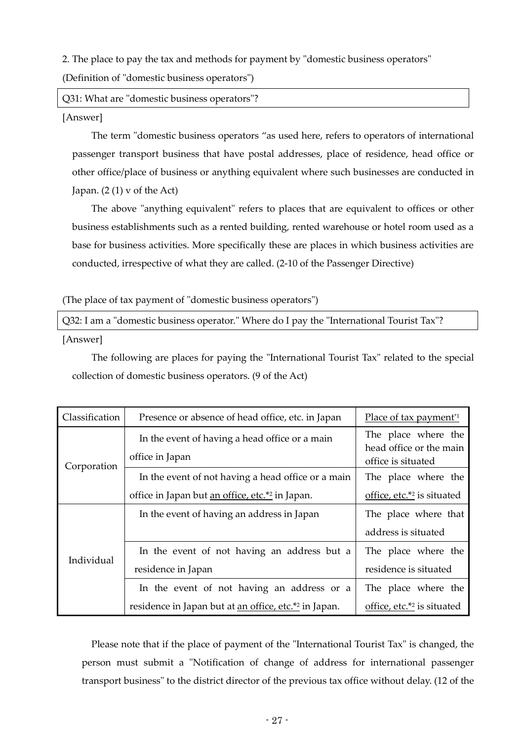2. The place to pay the tax and methods for payment by "domestic business operators"

(Definition of "domestic business operators")

Q31: What are "domestic business operators"?

[Answer]

The term "domestic business operators "as used here, refers to operators of international passenger transport business that have postal addresses, place of residence, head office or other office/place of business or anything equivalent where such businesses are conducted in Japan. (2 (1) v of the Act)

The above "anything equivalent" refers to places that are equivalent to offices or other business establishments such as a rented building, rented warehouse or hotel room used as a base for business activities. More specifically these are places in which business activities are conducted, irrespective of what they are called. (2-10 of the Passenger Directive)

(The place of tax payment of "domestic business operators")

Q32: I am a "domestic business operator." Where do I pay the "International Tourist Tax"?

[Answer]

The following are places for paying the "International Tourist Tax" related to the special collection of domestic business operators. (9 of the Act)

| Classification | Presence or absence of head office, etc. in Japan | Place of tax payment*[1] |
|---|---|---|
| Corporation | In the event of having a head office or a main office in Japan | The place where the head office or the main office is situated |
| | In the event of not having a head office or a main office in Japan but an office, etc.*[2] in Japan. | The place where the office, etc.*[2] is situated |
| Individual | In the event of having an address in Japan | The place where that address is situated |
| | In the event of not having an address but a residence in Japan | The place where the residence is situated |
| | In the event of not having an address or a residence in Japan but at an office, etc.*[2] in Japan. | The place where the office, etc.*[2] is situated |

Please note that if the place of payment of the "International Tourist Tax" is changed, the person must submit a "Notification of change of address for international passenger transport business" to the district director of the previous tax office without delay. (12 of the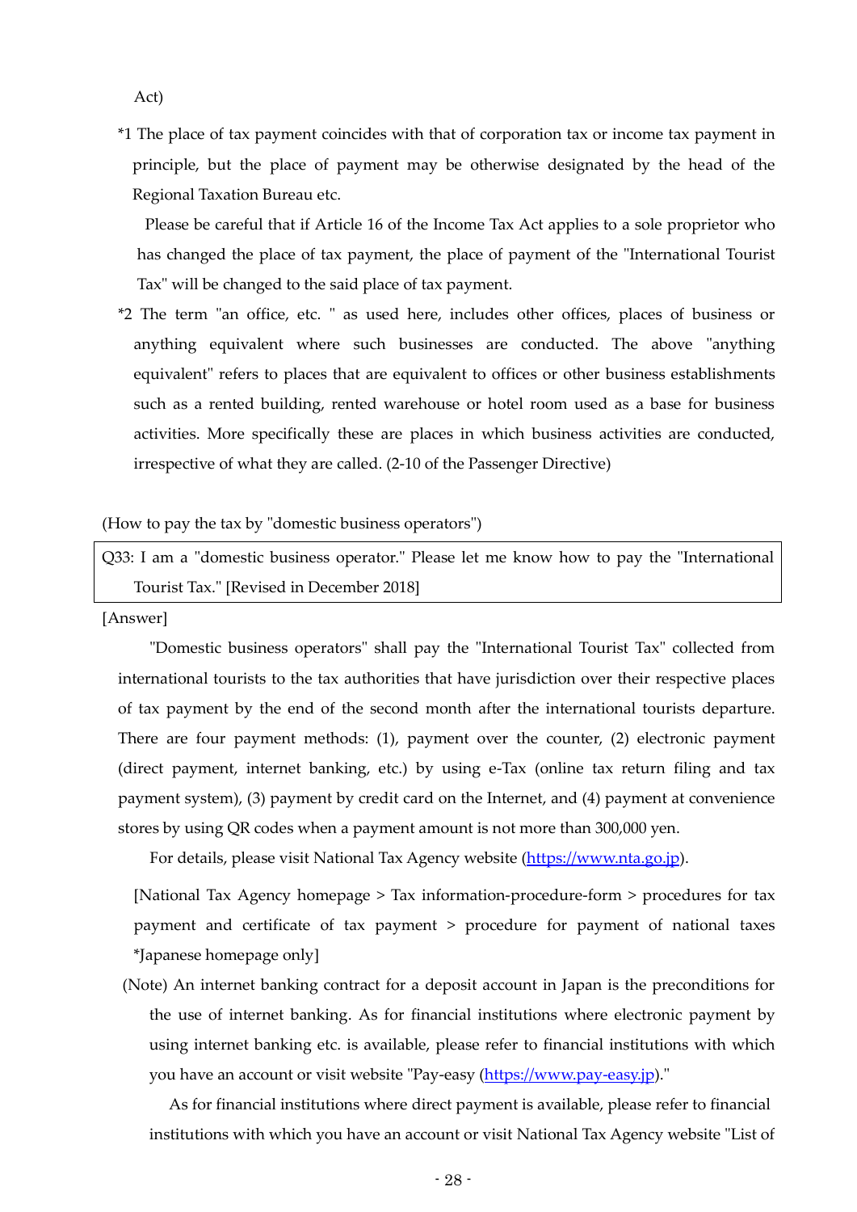Act)

*1 The place of tax payment coincides with that of corporation tax or income tax payment in principle, but the place of payment may be otherwise designated by the head of the Regional Taxation Bureau etc.

Please be careful that if Article 16 of the Income Tax Act applies to a sole proprietor who has changed the place of tax payment, the place of payment of the "International Tourist Tax" will be changed to the said place of tax payment.

*2 The term "an office, etc. " as used here, includes other offices, places of business or anything equivalent where such businesses are conducted. The above "anything equivalent" refers to places that are equivalent to offices or other business establishments such as a rented building, rented warehouse or hotel room used as a base for business activities. More specifically these are places in which business activities are conducted, irrespective of what they are called. (2-10 of the Passenger Directive)

(How to pay the tax by "domestic business operators")

Q33: I am a "domestic business operator." Please let me know how to pay the "International Tourist Tax." [Revised in December 2018]

[Answer]

"Domestic business operators" shall pay the "International Tourist Tax" collected from international tourists to the tax authorities that have jurisdiction over their respective places of tax payment by the end of the second month after the international tourists departure. There are four payment methods: (1), payment over the counter, (2) electronic payment (direct payment, internet banking, etc.) by using e-Tax (online tax return filing and tax payment system), (3) payment by credit card on the Internet, and (4) payment at convenience stores by using QR codes when a payment amount is not more than 300,000 yen.

For details, please visit National Tax Agency website (https://www.nta.go.jp).

[National Tax Agency homepage > Tax information-procedure-form > procedures for tax payment and certificate of tax payment > procedure for payment of national taxes *Japanese homepage only]

(Note) An internet banking contract for a deposit account in Japan is the preconditions for the use of internet banking. As for financial institutions where electronic payment by using internet banking etc. is available, please refer to financial institutions with which you have an account or visit website "Pay-easy (https://www.pay-easy.jp)."

As for financial institutions where direct payment is available, please refer to financial institutions with which you have an account or visit National Tax Agency website "List of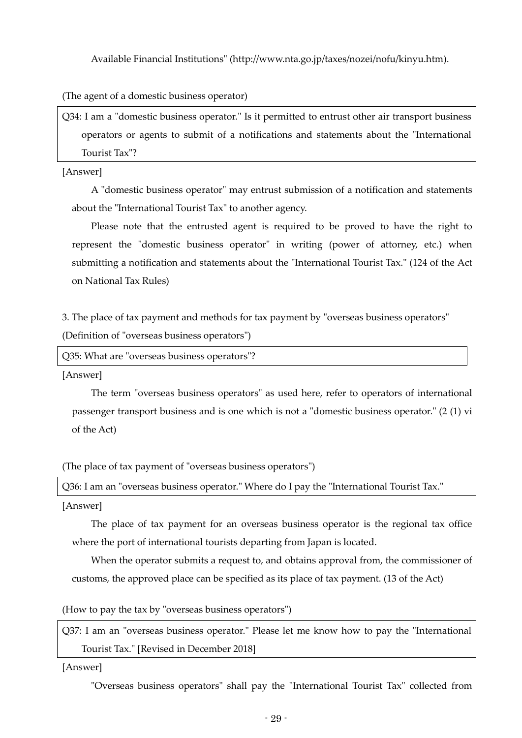Available Financial Institutions" (http://www.nta.go.jp/taxes/nozei/nofu/kinyu.htm).

(The agent of a domestic business operator)

Q34: I am a "domestic business operator." Is it permitted to entrust other air transport business operators or agents to submit of a notifications and statements about the "International Tourist Tax"?

[Answer]

A "domestic business operator" may entrust submission of a notification and statements about the "International Tourist Tax" to another agency.

Please note that the entrusted agent is required to be proved to have the right to represent the "domestic business operator" in writing (power of attorney, etc.) when submitting a notification and statements about the "International Tourist Tax." (124 of the Act on National Tax Rules)

3. The place of tax payment and methods for tax payment by "overseas business operators"

(Definition of "overseas business operators")

Q35: What are "overseas business operators"?

[Answer]

The term "overseas business operators" as used here, refer to operators of international passenger transport business and is one which is not a "domestic business operator." (2 (1) vi of the Act)

(The place of tax payment of "overseas business operators")

Q36: I am an "overseas business operator." Where do I pay the "International Tourist Tax."

[Answer]

The place of tax payment for an overseas business operator is the regional tax office where the port of international tourists departing from Japan is located.

When the operator submits a request to, and obtains approval from, the commissioner of customs, the approved place can be specified as its place of tax payment. (13 of the Act)

(How to pay the tax by "overseas business operators")

Q37: I am an "overseas business operator." Please let me know how to pay the "International Tourist Tax." [Revised in December 2018]

[Answer]

"Overseas business operators" shall pay the "International Tourist Tax" collected from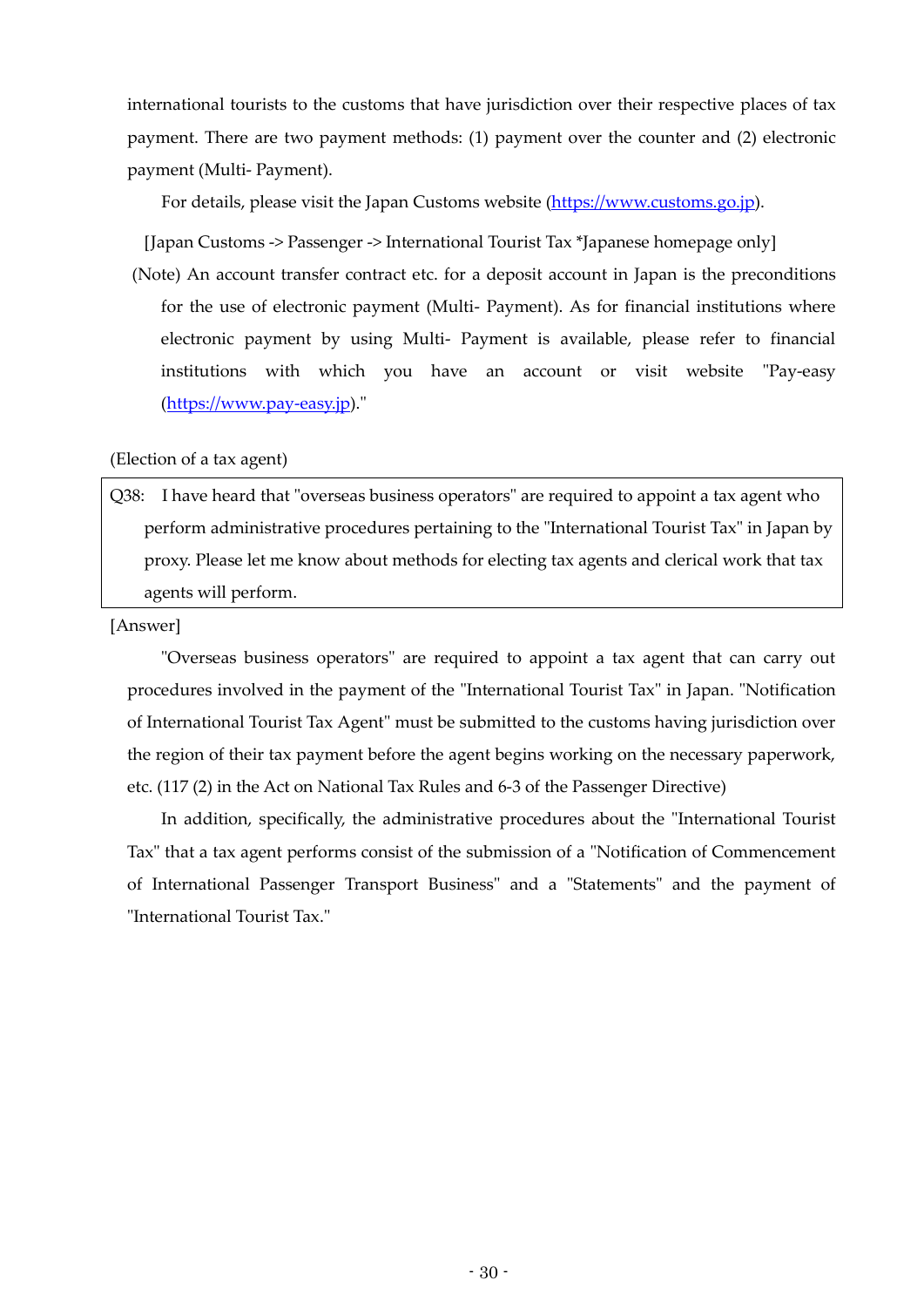international tourists to the customs that have jurisdiction over their respective places of tax payment. There are two payment methods: (1) payment over the counter and (2) electronic payment (Multi- Payment).

For details, please visit the Japan Customs website (https://www.customs.go.jp).

[Japan Customs -> Passenger -> International Tourist Tax *Japanese homepage only]

(Note) An account transfer contract etc. for a deposit account in Japan is the preconditions for the use of electronic payment (Multi- Payment). As for financial institutions where electronic payment by using Multi- Payment is available, please refer to financial institutions with which you have an account or visit website "Pay-easy (https://www.pay-easy.jp)."

(Election of a tax agent)

> Q38: I have heard that "overseas business operators" are required to appoint a tax agent who perform administrative procedures pertaining to the "International Tourist Tax" in Japan by proxy. Please let me know about methods for electing tax agents and clerical work that tax agents will perform.

[Answer]

"Overseas business operators" are required to appoint a tax agent that can carry out procedures involved in the payment of the "International Tourist Tax" in Japan. "Notification of International Tourist Tax Agent" must be submitted to the customs having jurisdiction over the region of their tax payment before the agent begins working on the necessary paperwork, etc. (117 (2) in the Act on National Tax Rules and 6-3 of the Passenger Directive)

In addition, specifically, the administrative procedures about the "International Tourist Tax" that a tax agent performs consist of the submission of a "Notification of Commencement of International Passenger Transport Business" and a "Statements" and the payment of "International Tourist Tax."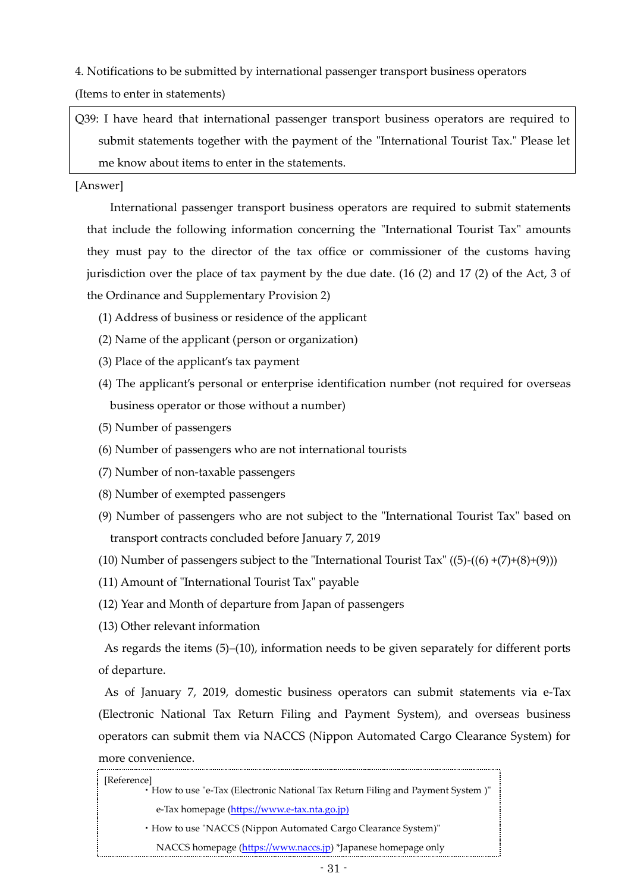## 4. Notifications to be submitted by international passenger transport business operators

(Items to enter in statements)

> Q39: I have heard that international passenger transport business operators are required to submit statements together with the payment of the "International Tourist Tax." Please let me know about items to enter in the statements.

[Answer]

International passenger transport business operators are required to submit statements that include the following information concerning the "International Tourist Tax" amounts they must pay to the director of the tax office or commissioner of the customs having jurisdiction over the place of tax payment by the due date. (16 (2) and 17 (2) of the Act, 3 of the Ordinance and Supplementary Provision 2)

(1) Address of business or residence of the applicant
(2) Name of the applicant (person or organization)
(3) Place of the applicant's tax payment
(4) The applicant's personal or enterprise identification number (not required for overseas business operator or those without a number)
(5) Number of passengers
(6) Number of passengers who are not international tourists
(7) Number of non-taxable passengers
(8) Number of exempted passengers
(9) Number of passengers who are not subject to the "International Tourist Tax" based on transport contracts concluded before January 7, 2019
(10) Number of passengers subject to the "International Tourist Tax" ((5)-((6) +(7)+(8)+(9)))
(11) Amount of "International Tourist Tax" payable
(12) Year and Month of departure from Japan of passengers
(13) Other relevant information

As regards the items (5)–(10), information needs to be given separately for different ports of departure.

As of January 7, 2019, domestic business operators can submit statements via e-Tax (Electronic National Tax Return Filing and Payment System), and overseas business operators can submit them via NACCS (Nippon Automated Cargo Clearance System) for more convenience.

> [Reference]
> ・How to use "e-Tax (Electronic National Tax Return Filing and Payment System )"
> e-Tax homepage (https://www.e-tax.nta.go.jp)
> ・How to use "NACCS (Nippon Automated Cargo Clearance System)"
> NACCS homepage (https://www.naccs.jp) *Japanese homepage only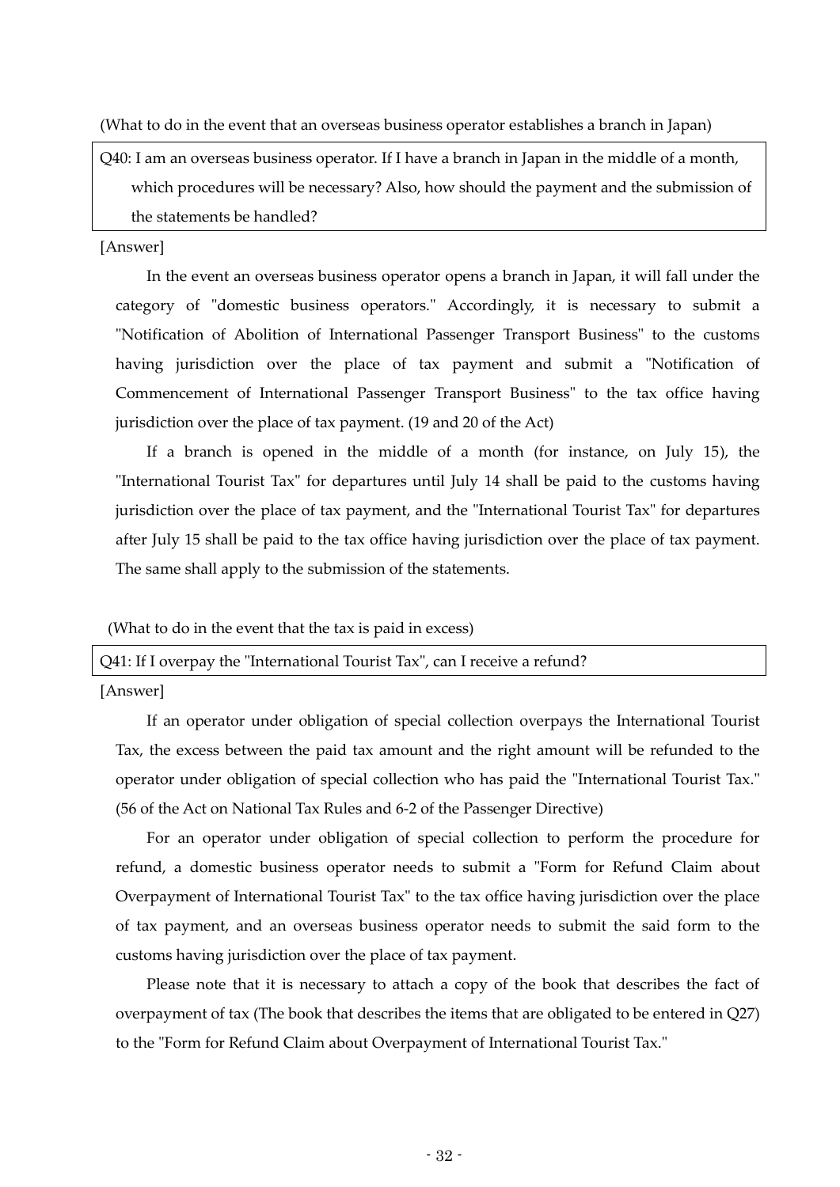(What to do in the event that an overseas business operator establishes a branch in Japan)

**Q40: I am an overseas business operator. If I have a branch in Japan in the middle of a month, which procedures will be necessary? Also, how should the payment and the submission of the statements be handled?**

[Answer]

In the event an overseas business operator opens a branch in Japan, it will fall under the category of "domestic business operators." Accordingly, it is necessary to submit a "Notification of Abolition of International Passenger Transport Business" to the customs having jurisdiction over the place of tax payment and submit a "Notification of Commencement of International Passenger Transport Business" to the tax office having jurisdiction over the place of tax payment. (19 and 20 of the Act)

If a branch is opened in the middle of a month (for instance, on July 15), the "International Tourist Tax" for departures until July 14 shall be paid to the customs having jurisdiction over the place of tax payment, and the "International Tourist Tax" for departures after July 15 shall be paid to the tax office having jurisdiction over the place of tax payment. The same shall apply to the submission of the statements.

(What to do in the event that the tax is paid in excess)

**Q41: If I overpay the "International Tourist Tax", can I receive a refund?**

[Answer]

If an operator under obligation of special collection overpays the International Tourist Tax, the excess between the paid tax amount and the right amount will be refunded to the operator under obligation of special collection who has paid the "International Tourist Tax." (56 of the Act on National Tax Rules and 6-2 of the Passenger Directive)

For an operator under obligation of special collection to perform the procedure for refund, a domestic business operator needs to submit a "Form for Refund Claim about Overpayment of International Tourist Tax" to the tax office having jurisdiction over the place of tax payment, and an overseas business operator needs to submit the said form to the customs having jurisdiction over the place of tax payment.

Please note that it is necessary to attach a copy of the book that describes the fact of overpayment of tax (The book that describes the items that are obligated to be entered in Q27) to the "Form for Refund Claim about Overpayment of International Tourist Tax."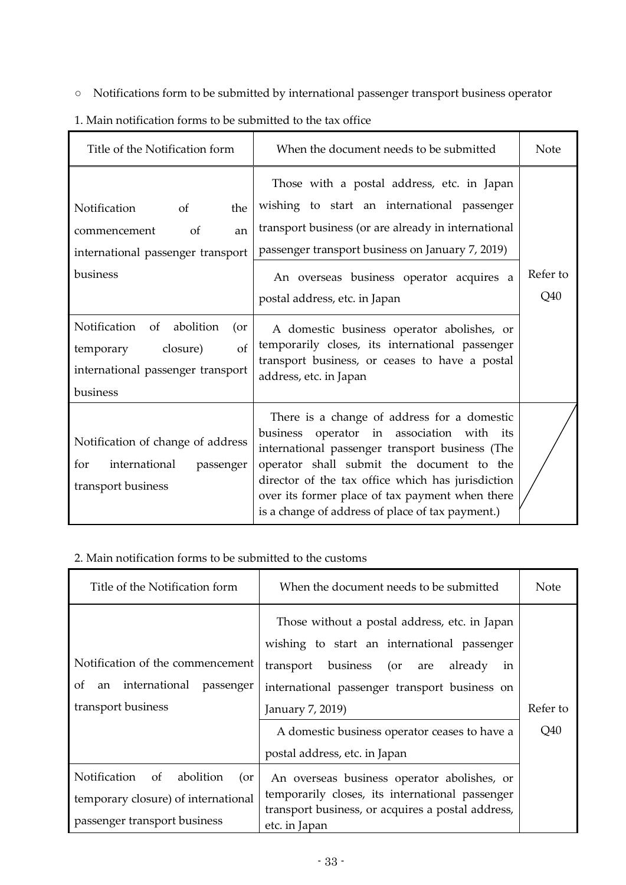○ Notifications form to be submitted by international passenger transport business operator

1. Main notification forms to be submitted to the tax office

| Title of the Notification form | When the document needs to be submitted | Note |
|---|---|---|
| Notification of the commencement of an international passenger transport business | Those with a postal address, etc. in Japan wishing to start an international passenger transport business (or are already in international passenger transport business on January 7, 2019) | Refer to Q40 |
| | An overseas business operator acquires a postal address, etc. in Japan | |
| Notification of abolition (or temporary closure) of international passenger transport business | A domestic business operator abolishes, or temporarily closes, its international passenger transport business, or ceases to have a postal address, etc. in Japan | |
| Notification of change of address for international passenger transport business | There is a change of address for a domestic business operator in association with its international passenger transport business (The operator shall submit the document to the director of the tax office which has jurisdiction over its former place of tax payment when there is a change of address of place of tax payment.) | |

2. Main notification forms to be submitted to the customs

| Title of the Notification form | When the document needs to be submitted | Note |
|---|---|---|
| Notification of the commencement of an international passenger transport business | Those without a postal address, etc. in Japan wishing to start an international passenger transport business (or are already in international passenger transport business on January 7, 2019) | Refer to Q40 |
| | A domestic business operator ceases to have a postal address, etc. in Japan | |
| Notification of abolition (or temporary closure) of international passenger transport business | An overseas business operator abolishes, or temporarily closes, its international passenger transport business, or acquires a postal address, etc. in Japan | |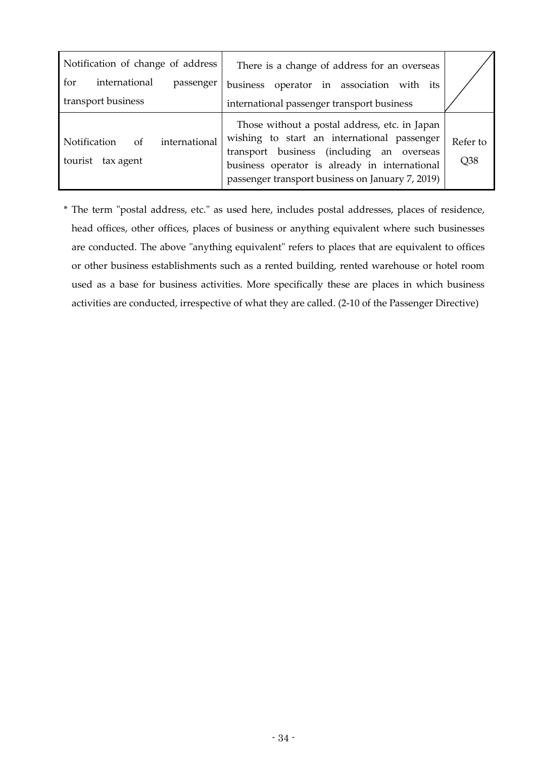| | | |
|---|---|---|
| Notification of change of address for international passenger transport business | There is a change of address for an overseas business operator in association with its international passenger transport business | |
| Notification of international tourist tax agent | Those without a postal address, etc. in Japan wishing to start an international passenger transport business (including an overseas business operator is already in international passenger transport business on January 7, 2019) | Refer to Q38 |

* The term "postal address, etc." as used here, includes postal addresses, places of residence, head offices, other offices, places of business or anything equivalent where such businesses are conducted. The above "anything equivalent" refers to places that are equivalent to offices or other business establishments such as a rented building, rented warehouse or hotel room used as a base for business activities. More specifically these are places in which business activities are conducted, irrespective of what they are called. (2-10 of the Passenger Directive)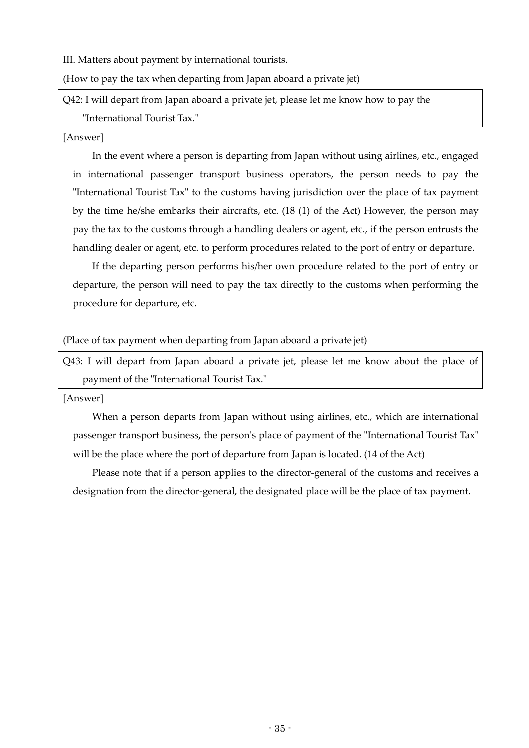III. Matters about payment by international tourists.

(How to pay the tax when departing from Japan aboard a private jet)

Q42: I will depart from Japan aboard a private jet, please let me know how to pay the "International Tourist Tax."

[Answer]

In the event where a person is departing from Japan without using airlines, etc., engaged in international passenger transport business operators, the person needs to pay the "International Tourist Tax" to the customs having jurisdiction over the place of tax payment by the time he/she embarks their aircrafts, etc. (18 (1) of the Act) However, the person may pay the tax to the customs through a handling dealers or agent, etc., if the person entrusts the handling dealer or agent, etc. to perform procedures related to the port of entry or departure.

If the departing person performs his/her own procedure related to the port of entry or departure, the person will need to pay the tax directly to the customs when performing the procedure for departure, etc.

(Place of tax payment when departing from Japan aboard a private jet)

Q43: I will depart from Japan aboard a private jet, please let me know about the place of payment of the "International Tourist Tax."

[Answer]

When a person departs from Japan without using airlines, etc., which are international passenger transport business, the person's place of payment of the "International Tourist Tax" will be the place where the port of departure from Japan is located. (14 of the Act)

Please note that if a person applies to the director-general of the customs and receives a designation from the director-general, the designated place will be the place of tax payment.